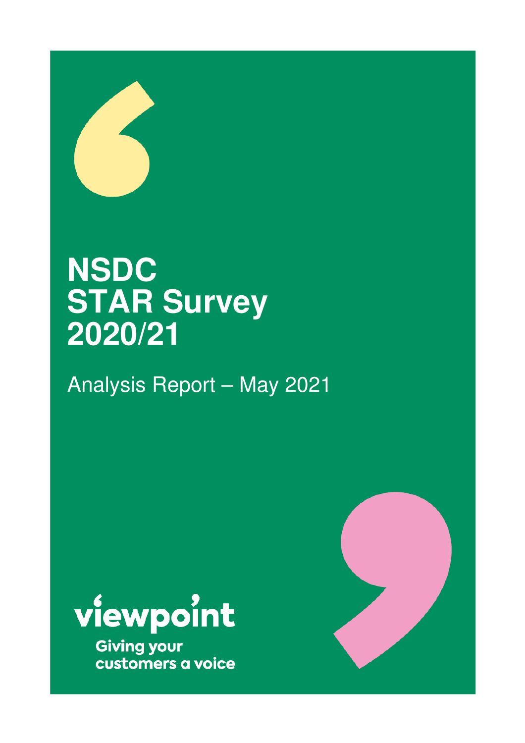# NSDC STAR Survey 2020/21

Analysis Report – May 2021

viewpoint

Giving your customers a voice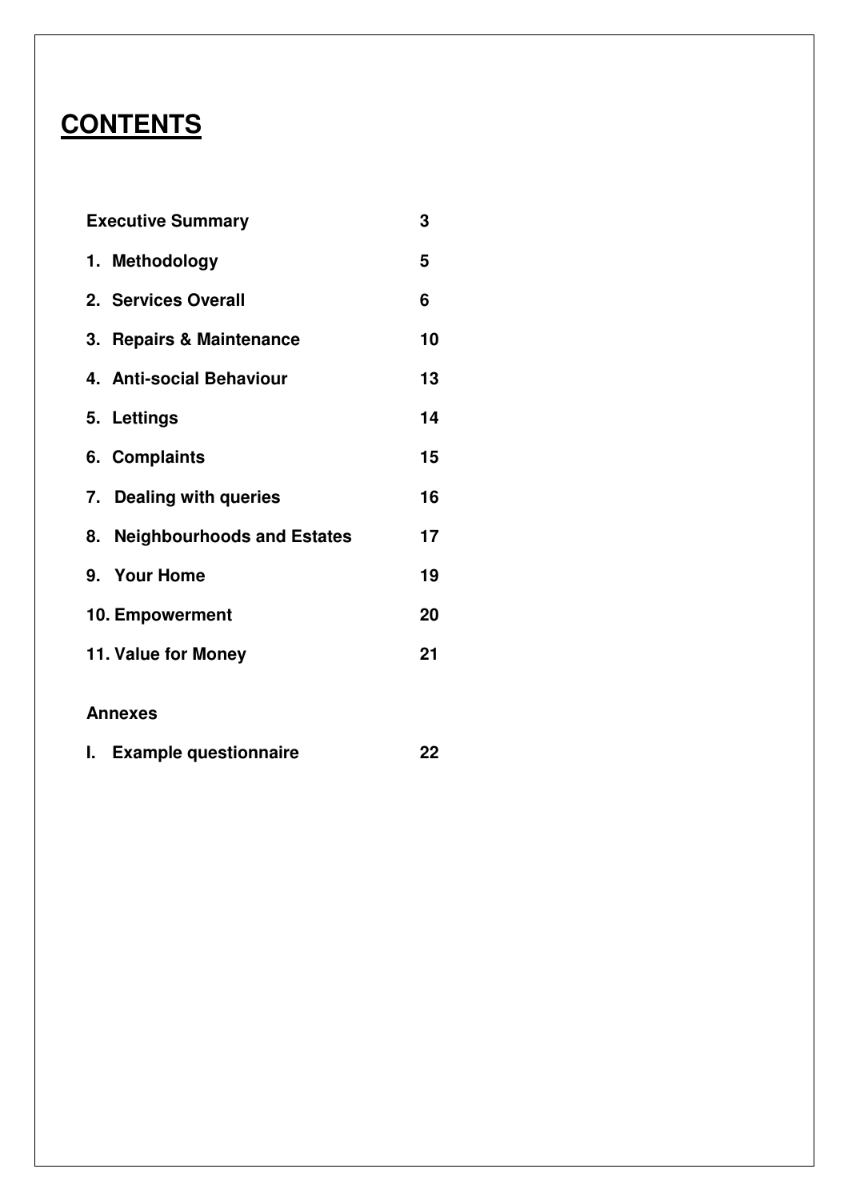# CONTENTS

| | |
|---|---|
| **Executive Summary** | **3** |
| **1. Methodology** | **5** |
| **2. Services Overall** | **6** |
| **3. Repairs & Maintenance** | **10** |
| **4. Anti-social Behaviour** | **13** |
| **5. Lettings** | **14** |
| **6. Complaints** | **15** |
| **7. Dealing with queries** | **16** |
| **8. Neighbourhoods and Estates** | **17** |
| **9. Your Home** | **19** |
| **10. Empowerment** | **20** |
| **11. Value for Money** | **21** |

**Annexes**

| | |
|---|---|
| **I. Example questionnaire** | **22** |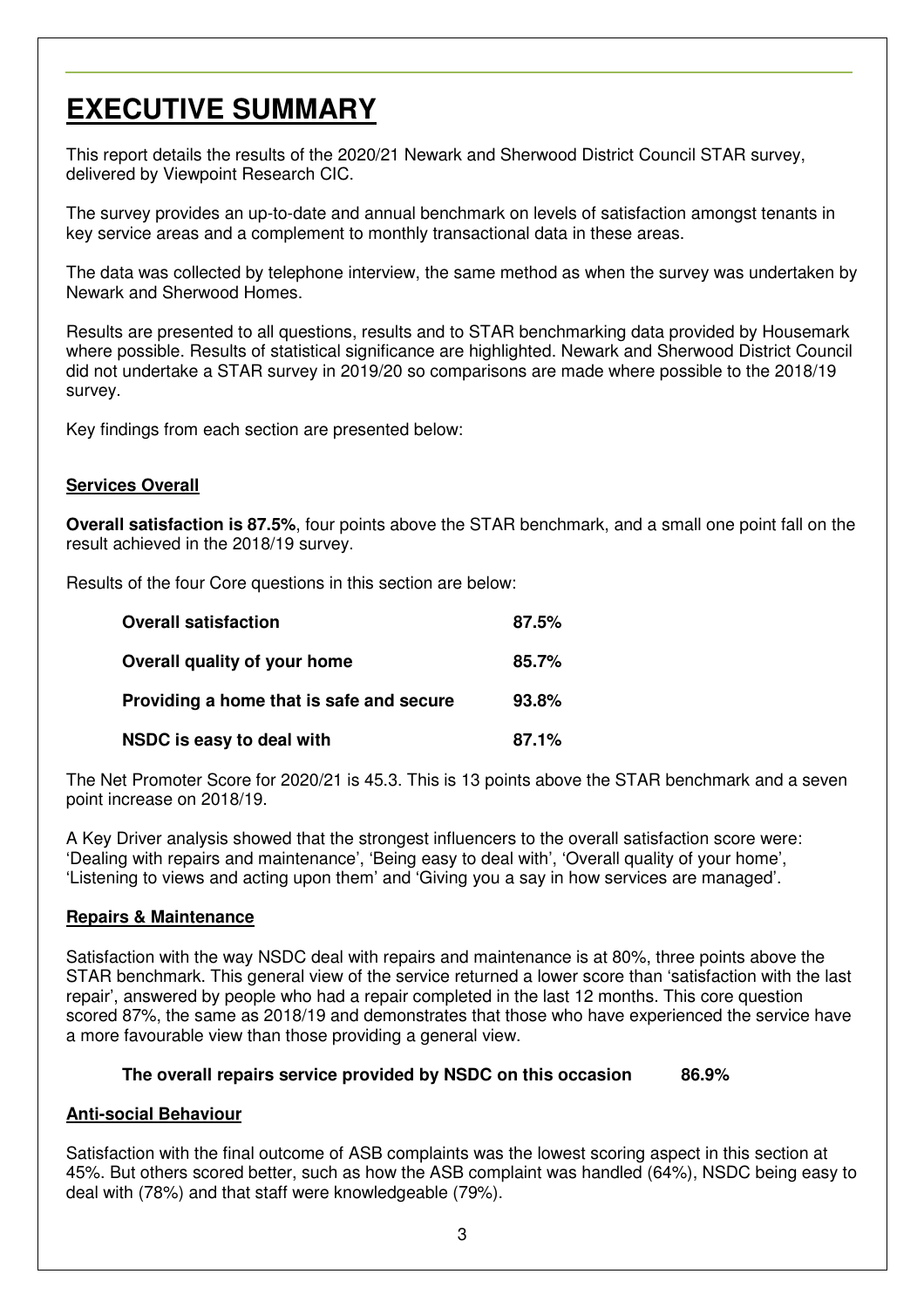# EXECUTIVE SUMMARY

This report details the results of the 2020/21 Newark and Sherwood District Council STAR survey, delivered by Viewpoint Research CIC.

The survey provides an up-to-date and annual benchmark on levels of satisfaction amongst tenants in key service areas and a complement to monthly transactional data in these areas.

The data was collected by telephone interview, the same method as when the survey was undertaken by Newark and Sherwood Homes.

Results are presented to all questions, results and to STAR benchmarking data provided by Housemark where possible. Results of statistical significance are highlighted. Newark and Sherwood District Council did not undertake a STAR survey in 2019/20 so comparisons are made where possible to the 2018/19 survey.

Key findings from each section are presented below:

**Services Overall**

**Overall satisfaction is 87.5%**, four points above the STAR benchmark, and a small one point fall on the result achieved in the 2018/19 survey.

Results of the four Core questions in this section are below:

| | |
|---|---|
| **Overall satisfaction** | **87.5%** |
| **Overall quality of your home** | **85.7%** |
| **Providing a home that is safe and secure** | **93.8%** |
| **NSDC is easy to deal with** | **87.1%** |

The Net Promoter Score for 2020/21 is 45.3. This is 13 points above the STAR benchmark and a seven point increase on 2018/19.

A Key Driver analysis showed that the strongest influencers to the overall satisfaction score were: 'Dealing with repairs and maintenance', 'Being easy to deal with', 'Overall quality of your home', 'Listening to views and acting upon them' and 'Giving you a say in how services are managed'.

**Repairs & Maintenance**

Satisfaction with the way NSDC deal with repairs and maintenance is at 80%, three points above the STAR benchmark. This general view of the service returned a lower score than 'satisfaction with the last repair', answered by people who had a repair completed in the last 12 months. This core question scored 87%, the same as 2018/19 and demonstrates that those who have experienced the service have a more favourable view than those providing a general view.

| | |
|---|---|
| **The overall repairs service provided by NSDC on this occasion** | **86.9%** |

**Anti-social Behaviour**

Satisfaction with the final outcome of ASB complaints was the lowest scoring aspect in this section at 45%. But others scored better, such as how the ASB complaint was handled (64%), NSDC being easy to deal with (78%) and that staff were knowledgeable (79%).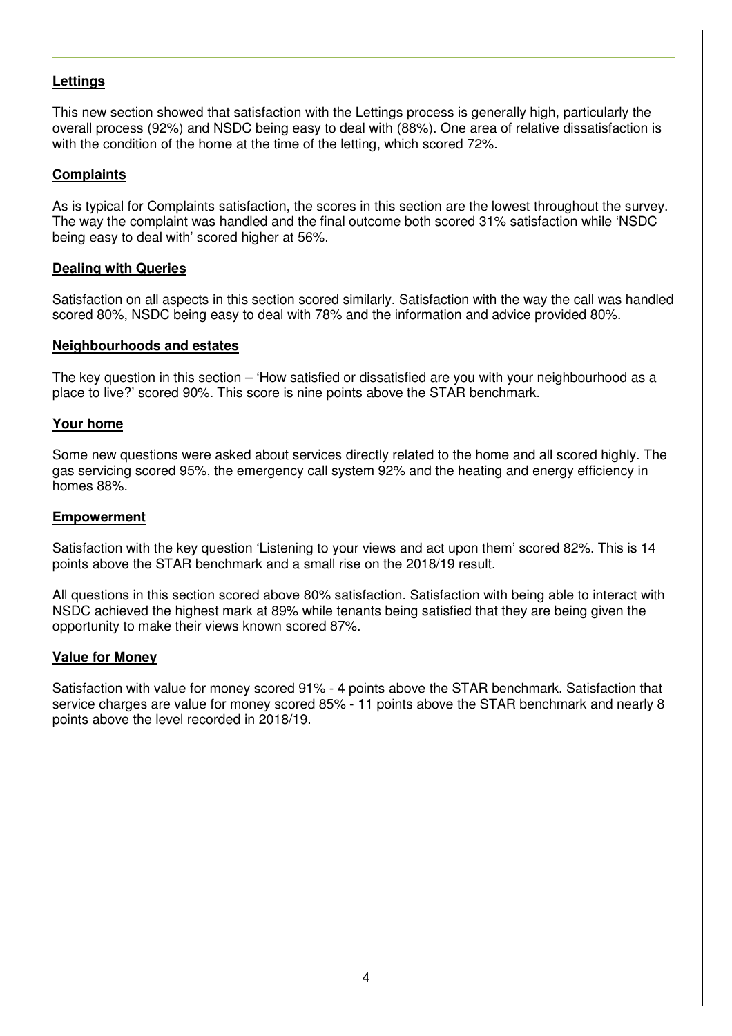**Lettings**

This new section showed that satisfaction with the Lettings process is generally high, particularly the overall process (92%) and NSDC being easy to deal with (88%). One area of relative dissatisfaction is with the condition of the home at the time of the letting, which scored 72%.

**Complaints**

As is typical for Complaints satisfaction, the scores in this section are the lowest throughout the survey. The way the complaint was handled and the final outcome both scored 31% satisfaction while 'NSDC being easy to deal with' scored higher at 56%.

**Dealing with Queries**

Satisfaction on all aspects in this section scored similarly. Satisfaction with the way the call was handled scored 80%, NSDC being easy to deal with 78% and the information and advice provided 80%.

**Neighbourhoods and estates**

The key question in this section – 'How satisfied or dissatisfied are you with your neighbourhood as a place to live?' scored 90%. This score is nine points above the STAR benchmark.

**Your home**

Some new questions were asked about services directly related to the home and all scored highly. The gas servicing scored 95%, the emergency call system 92% and the heating and energy efficiency in homes 88%.

**Empowerment**

Satisfaction with the key question 'Listening to your views and act upon them' scored 82%. This is 14 points above the STAR benchmark and a small rise on the 2018/19 result.

All questions in this section scored above 80% satisfaction. Satisfaction with being able to interact with NSDC achieved the highest mark at 89% while tenants being satisfied that they are being given the opportunity to make their views known scored 87%.

**Value for Money**

Satisfaction with value for money scored 91% - 4 points above the STAR benchmark. Satisfaction that service charges are value for money scored 85% - 11 points above the STAR benchmark and nearly 8 points above the level recorded in 2018/19.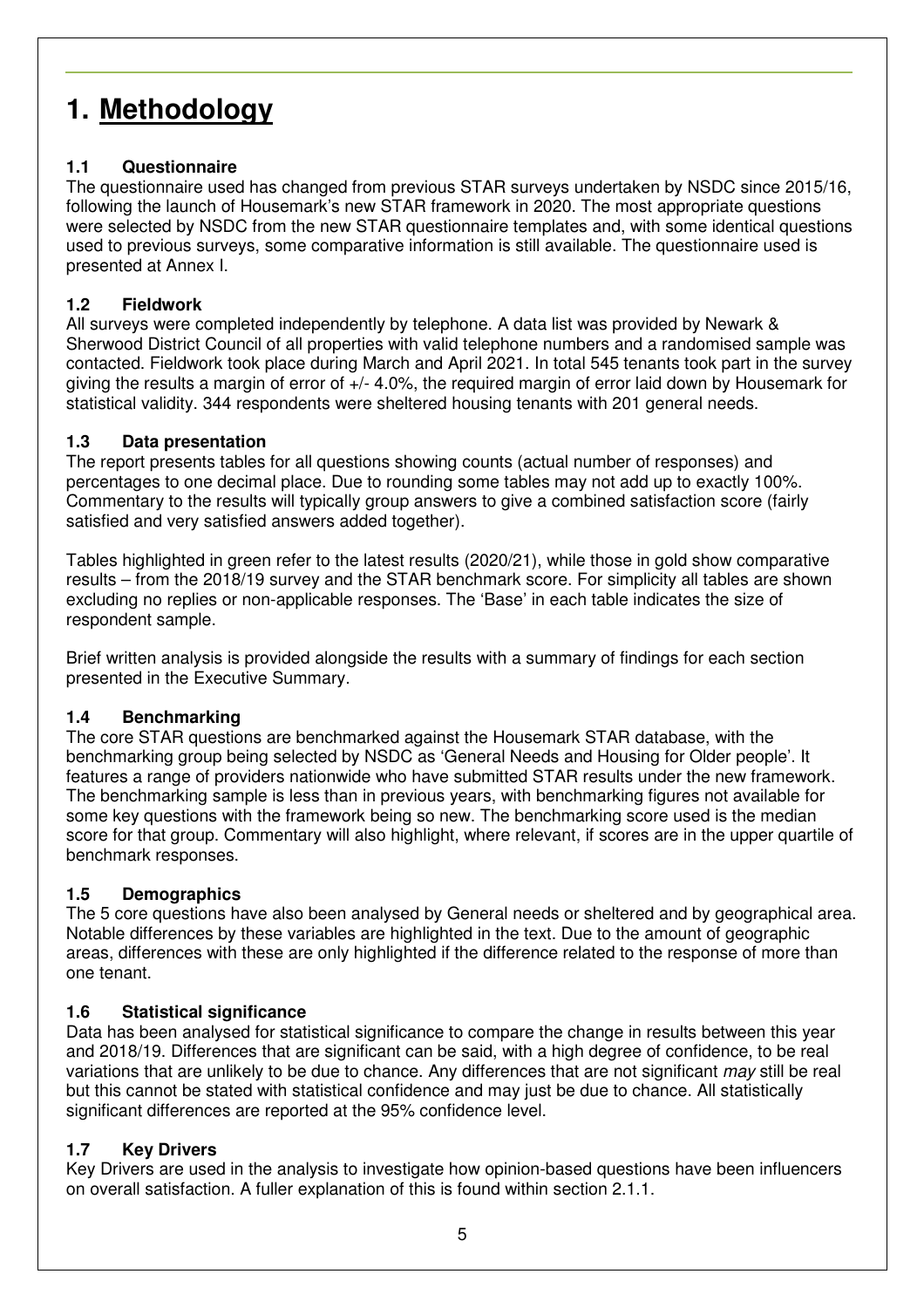# 1. Methodology

### 1.1 Questionnaire

The questionnaire used has changed from previous STAR surveys undertaken by NSDC since 2015/16, following the launch of Housemark's new STAR framework in 2020. The most appropriate questions were selected by NSDC from the new STAR questionnaire templates and, with some identical questions used to previous surveys, some comparative information is still available. The questionnaire used is presented at Annex I.

### 1.2 Fieldwork

All surveys were completed independently by telephone. A data list was provided by Newark & Sherwood District Council of all properties with valid telephone numbers and a randomised sample was contacted. Fieldwork took place during March and April 2021. In total 545 tenants took part in the survey giving the results a margin of error of +/- 4.0%, the required margin of error laid down by Housemark for statistical validity. 344 respondents were sheltered housing tenants with 201 general needs.

### 1.3 Data presentation

The report presents tables for all questions showing counts (actual number of responses) and percentages to one decimal place. Due to rounding some tables may not add up to exactly 100%. Commentary to the results will typically group answers to give a combined satisfaction score (fairly satisfied and very satisfied answers added together).

Tables highlighted in green refer to the latest results (2020/21), while those in gold show comparative results – from the 2018/19 survey and the STAR benchmark score. For simplicity all tables are shown excluding no replies or non-applicable responses. The 'Base' in each table indicates the size of respondent sample.

Brief written analysis is provided alongside the results with a summary of findings for each section presented in the Executive Summary.

### 1.4 Benchmarking

The core STAR questions are benchmarked against the Housemark STAR database, with the benchmarking group being selected by NSDC as 'General Needs and Housing for Older people'. It features a range of providers nationwide who have submitted STAR results under the new framework. The benchmarking sample is less than in previous years, with benchmarking figures not available for some key questions with the framework being so new. The benchmarking score used is the median score for that group. Commentary will also highlight, where relevant, if scores are in the upper quartile of benchmark responses.

### 1.5 Demographics

The 5 core questions have also been analysed by General needs or sheltered and by geographical area. Notable differences by these variables are highlighted in the text. Due to the amount of geographic areas, differences with these are only highlighted if the difference related to the response of more than one tenant.

### 1.6 Statistical significance

Data has been analysed for statistical significance to compare the change in results between this year and 2018/19. Differences that are significant can be said, with a high degree of confidence, to be real variations that are unlikely to be due to chance. Any differences that are not significant *may* still be real but this cannot be stated with statistical confidence and may just be due to chance. All statistically significant differences are reported at the 95% confidence level.

### 1.7 Key Drivers

Key Drivers are used in the analysis to investigate how opinion-based questions have been influencers on overall satisfaction. A fuller explanation of this is found within section 2.1.1.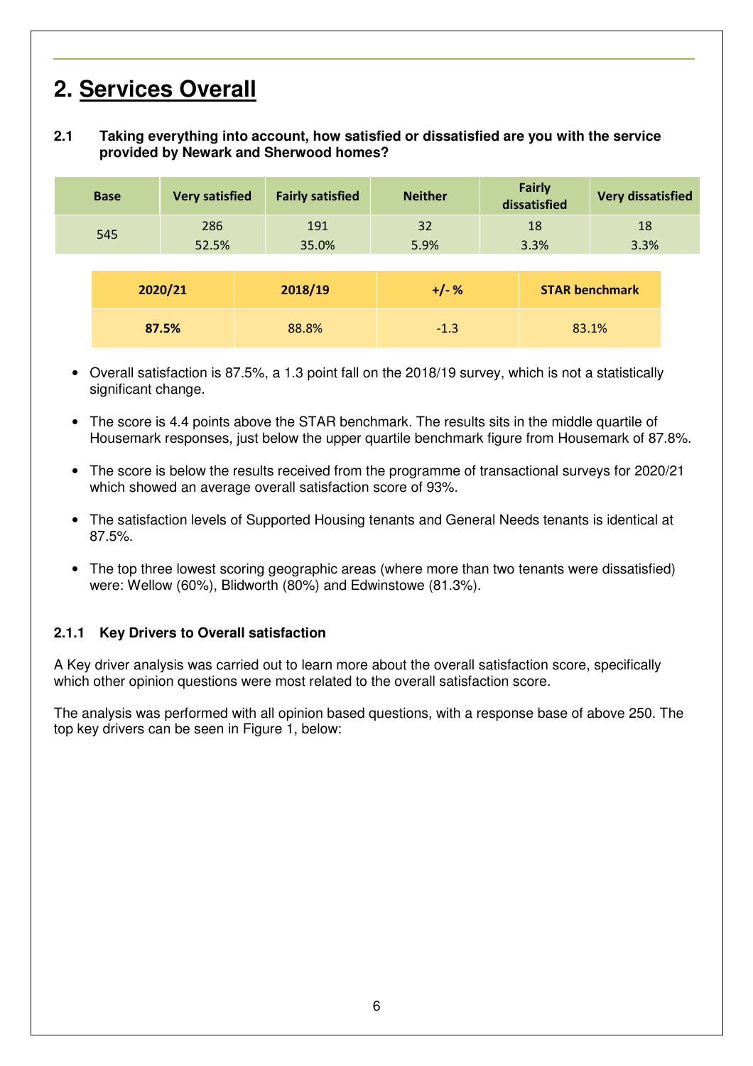# 2. Services Overall

### 2.1 Taking everything into account, how satisfied or dissatisfied are you with the service provided by Newark and Sherwood homes?

| Base | Very satisfied | Fairly satisfied | Neither | Fairly dissatisfied | Very dissatisfied |
|---|---|---|---|---|---|
| 545 | 286<br>52.5% | 191<br>35.0% | 32<br>5.9% | 18<br>3.3% | 18<br>3.3% |

| 2020/21 | 2018/19 | +/- % | STAR benchmark |
|---|---|---|---|
| **87.5%** | 88.8% | -1.3 | 83.1% |

- Overall satisfaction is 87.5%, a 1.3 point fall on the 2018/19 survey, which is not a statistically significant change.
- The score is 4.4 points above the STAR benchmark. The results sits in the middle quartile of Housemark responses, just below the upper quartile benchmark figure from Housemark of 87.8%.
- The score is below the results received from the programme of transactional surveys for 2020/21 which showed an average overall satisfaction score of 93%.
- The satisfaction levels of Supported Housing tenants and General Needs tenants is identical at 87.5%.
- The top three lowest scoring geographic areas (where more than two tenants were dissatisfied) were: Wellow (60%), Blidworth (80%) and Edwinstowe (81.3%).

#### 2.1.1 Key Drivers to Overall satisfaction

A Key driver analysis was carried out to learn more about the overall satisfaction score, specifically which other opinion questions were most related to the overall satisfaction score.

The analysis was performed with all opinion based questions, with a response base of above 250. The top key drivers can be seen in Figure 1, below: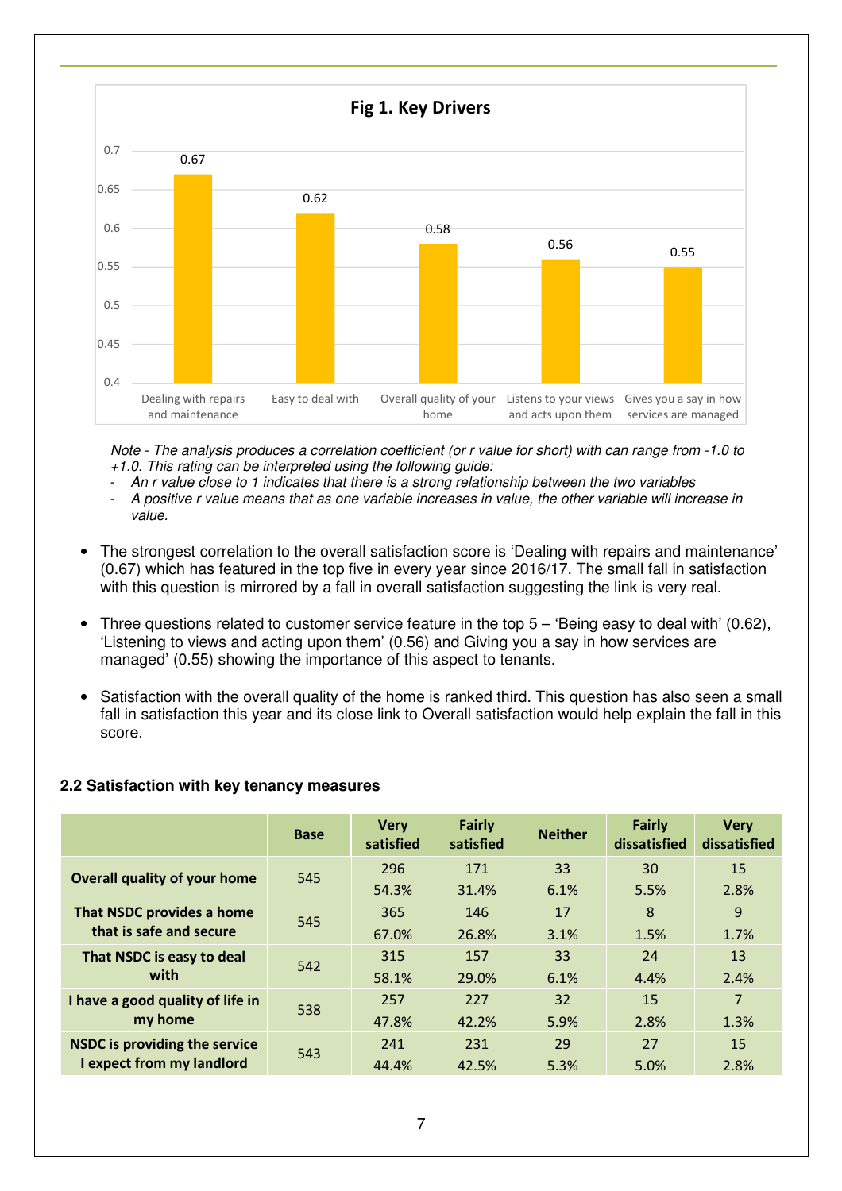**Fig 1. Key Drivers**

| Driver | r value |
|---|---|
| Dealing with repairs and maintenance | 0.67 |
| Easy to deal with | 0.62 |
| Overall quality of your home | 0.58 |
| Listens to your views and acts upon them | 0.56 |
| Gives you a say in how services are managed | 0.55 |

*Note - The analysis produces a correlation coefficient (or r value for short) with can range from -1.0 to +1.0. This rating can be interpreted using the following guide:*

- *An r value close to 1 indicates that there is a strong relationship between the two variables*
- *A positive r value means that as one variable increases in value, the other variable will increase in value.*

- The strongest correlation to the overall satisfaction score is 'Dealing with repairs and maintenance' (0.67) which has featured in the top five in every year since 2016/17. The small fall in satisfaction with this question is mirrored by a fall in overall satisfaction suggesting the link is very real.
- Three questions related to customer service feature in the top 5 – 'Being easy to deal with' (0.62), 'Listening to views and acting upon them' (0.56) and Giving you a say in how services are managed' (0.55) showing the importance of this aspect to tenants.
- Satisfaction with the overall quality of the home is ranked third. This question has also seen a small fall in satisfaction this year and its close link to Overall satisfaction would help explain the fall in this score.

### 2.2 Satisfaction with key tenancy measures

| | Base | Very satisfied | Fairly satisfied | Neither | Fairly dissatisfied | Very dissatisfied |
|---|---|---|---|---|---|---|
| **Overall quality of your home** | 545 | 296<br>54.3% | 171<br>31.4% | 33<br>6.1% | 30<br>5.5% | 15<br>2.8% |
| **That NSDC provides a home that is safe and secure** | 545 | 365<br>67.0% | 146<br>26.8% | 17<br>3.1% | 8<br>1.5% | 9<br>1.7% |
| **That NSDC is easy to deal with** | 542 | 315<br>58.1% | 157<br>29.0% | 33<br>6.1% | 24<br>4.4% | 13<br>2.4% |
| **I have a good quality of life in my home** | 538 | 257<br>47.8% | 227<br>42.2% | 32<br>5.9% | 15<br>2.8% | 7<br>1.3% |
| **NSDC is providing the service I expect from my landlord** | 543 | 241<br>44.4% | 231<br>42.5% | 29<br>5.3% | 27<br>5.0% | 15<br>2.8% |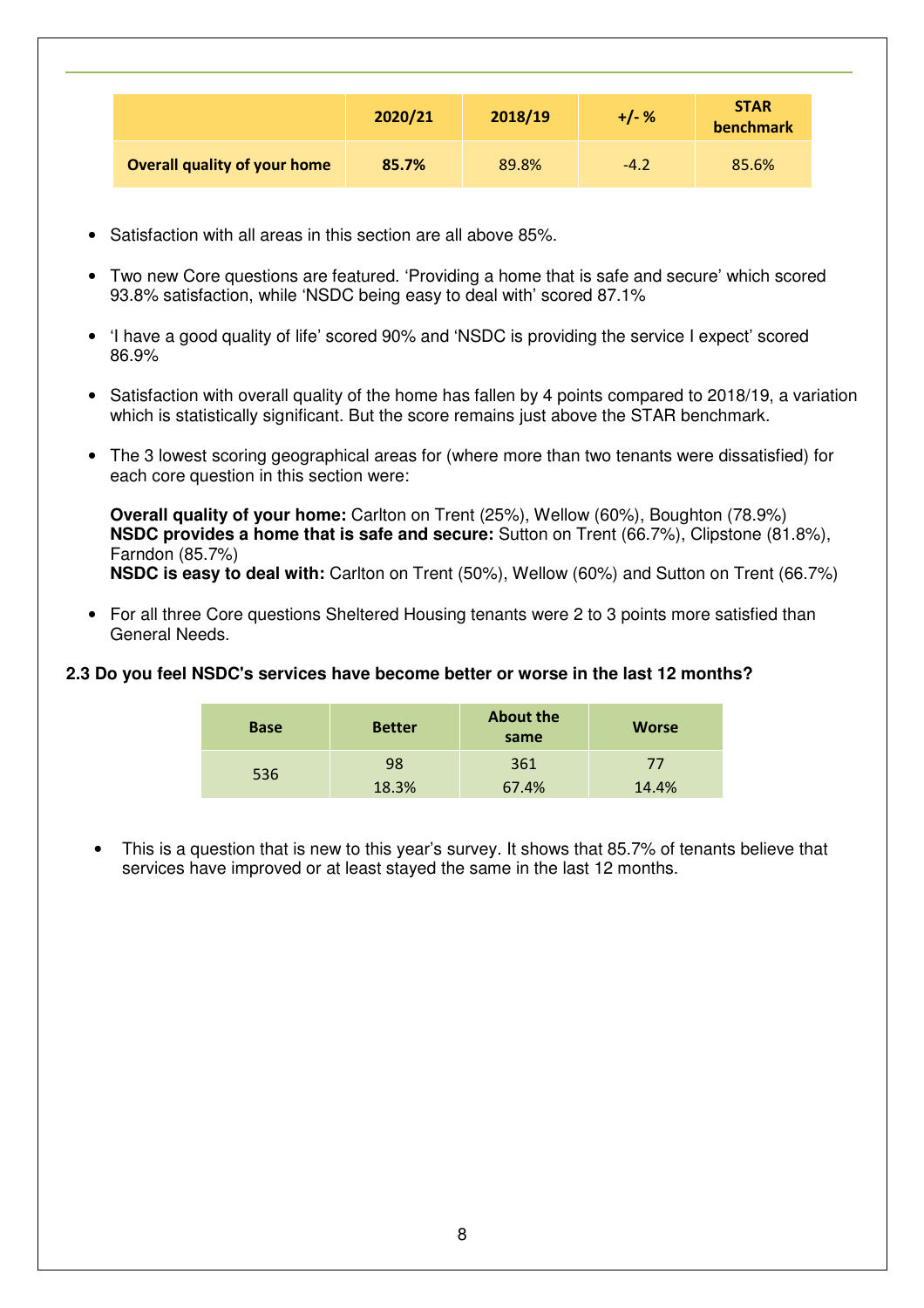| | 2020/21 | 2018/19 | +/- % | STAR benchmark |
|---|---|---|---|---|
| **Overall quality of your home** | **85.7%** | 89.8% | -4.2 | 85.6% |

- Satisfaction with all areas in this section are all above 85%.
- Two new Core questions are featured. 'Providing a home that is safe and secure' which scored 93.8% satisfaction, while 'NSDC being easy to deal with' scored 87.1%
- 'I have a good quality of life' scored 90% and 'NSDC is providing the service I expect' scored 86.9%
- Satisfaction with overall quality of the home has fallen by 4 points compared to 2018/19, a variation which is statistically significant. But the score remains just above the STAR benchmark.
- The 3 lowest scoring geographical areas for (where more than two tenants were dissatisfied) for each core question in this section were:

  **Overall quality of your home:** Carlton on Trent (25%), Wellow (60%), Boughton (78.9%)
  **NSDC provides a home that is safe and secure:** Sutton on Trent (66.7%), Clipstone (81.8%), Farndon (85.7%)
  **NSDC is easy to deal with:** Carlton on Trent (50%), Wellow (60%) and Sutton on Trent (66.7%)

- For all three Core questions Sheltered Housing tenants were 2 to 3 points more satisfied than General Needs.

**2.3 Do you feel NSDC's services have become better or worse in the last 12 months?**

| Base | Better | About the same | Worse |
|---|---|---|---|
| 536 | 98<br>18.3% | 361<br>67.4% | 77<br>14.4% |

- This is a question that is new to this year's survey. It shows that 85.7% of tenants believe that services have improved or at least stayed the same in the last 12 months.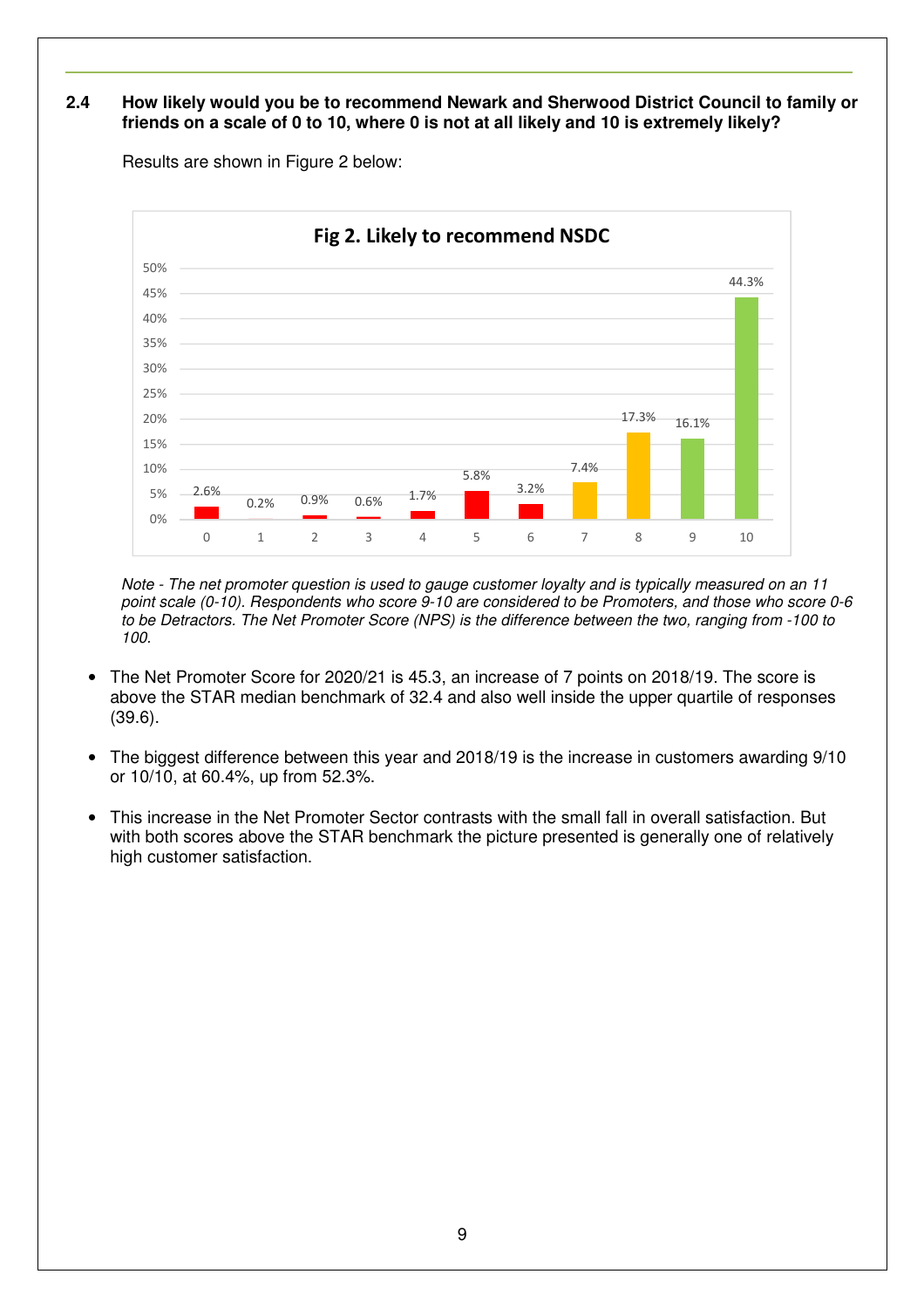**2.4 How likely would you be to recommend Newark and Sherwood District Council to family or friends on a scale of 0 to 10, where 0 is not at all likely and 10 is extremely likely?**

Results are shown in Figure 2 below:

**Fig 2. Likely to recommend NSDC**

| Score | 0 | 1 | 2 | 3 | 4 | 5 | 6 | 7 | 8 | 9 | 10 |
|---|---|---|---|---|---|---|---|---|---|---|---|
| % | 2.6% | 0.2% | 0.9% | 0.6% | 1.7% | 5.8% | 3.2% | 7.4% | 17.3% | 16.1% | 44.3% |

*Note - The net promoter question is used to gauge customer loyalty and is typically measured on an 11 point scale (0-10). Respondents who score 9-10 are considered to be Promoters, and those who score 0-6 to be Detractors. The Net Promoter Score (NPS) is the difference between the two, ranging from -100 to 100.*

- The Net Promoter Score for 2020/21 is 45.3, an increase of 7 points on 2018/19. The score is above the STAR median benchmark of 32.4 and also well inside the upper quartile of responses (39.6).
- The biggest difference between this year and 2018/19 is the increase in customers awarding 9/10 or 10/10, at 60.4%, up from 52.3%.
- This increase in the Net Promoter Sector contrasts with the small fall in overall satisfaction. But with both scores above the STAR benchmark the picture presented is generally one of relatively high customer satisfaction.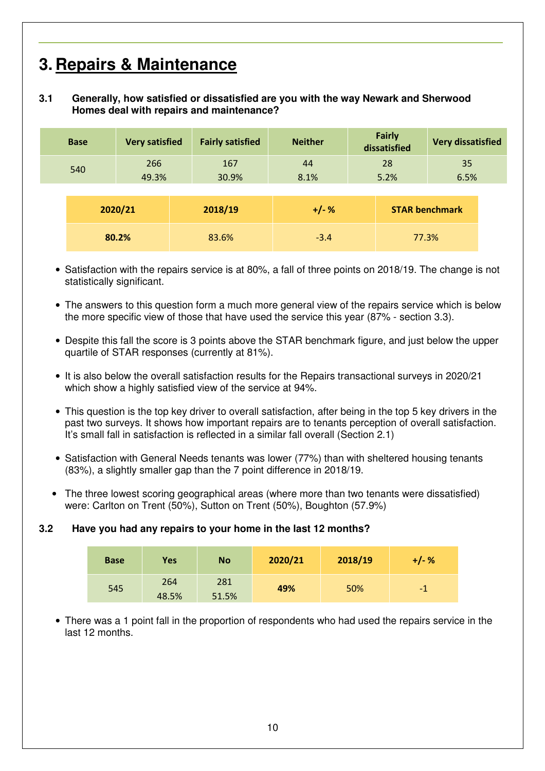# 3. Repairs & Maintenance

### 3.1 Generally, how satisfied or dissatisfied are you with the way Newark and Sherwood Homes deal with repairs and maintenance?

| Base | Very satisfied | Fairly satisfied | Neither | Fairly dissatisfied | Very dissatisfied |
|---|---|---|---|---|---|
| 540 | 266<br>49.3% | 167<br>30.9% | 44<br>8.1% | 28<br>5.2% | 35<br>6.5% |

| 2020/21 | 2018/19 | +/- % | STAR benchmark |
|---|---|---|---|
| **80.2%** | 83.6% | -3.4 | 77.3% |

- Satisfaction with the repairs service is at 80%, a fall of three points on 2018/19. The change is not statistically significant.
- The answers to this question form a much more general view of the repairs service which is below the more specific view of those that have used the service this year (87% - section 3.3).
- Despite this fall the score is 3 points above the STAR benchmark figure, and just below the upper quartile of STAR responses (currently at 81%).
- It is also below the overall satisfaction results for the Repairs transactional surveys in 2020/21 which show a highly satisfied view of the service at 94%.
- This question is the top key driver to overall satisfaction, after being in the top 5 key drivers in the past two surveys. It shows how important repairs are to tenants perception of overall satisfaction. It's small fall in satisfaction is reflected in a similar fall overall (Section 2.1)
- Satisfaction with General Needs tenants was lower (77%) than with sheltered housing tenants (83%), a slightly smaller gap than the 7 point difference in 2018/19.
- The three lowest scoring geographical areas (where more than two tenants were dissatisfied) were: Carlton on Trent (50%), Sutton on Trent (50%), Boughton (57.9%)

### 3.2 Have you had any repairs to your home in the last 12 months?

| Base | Yes | No | 2020/21 | 2018/19 | +/- % |
|---|---|---|---|---|---|
| 545 | 264<br>48.5% | 281<br>51.5% | **49%** | 50% | -1 |

- There was a 1 point fall in the proportion of respondents who had used the repairs service in the last 12 months.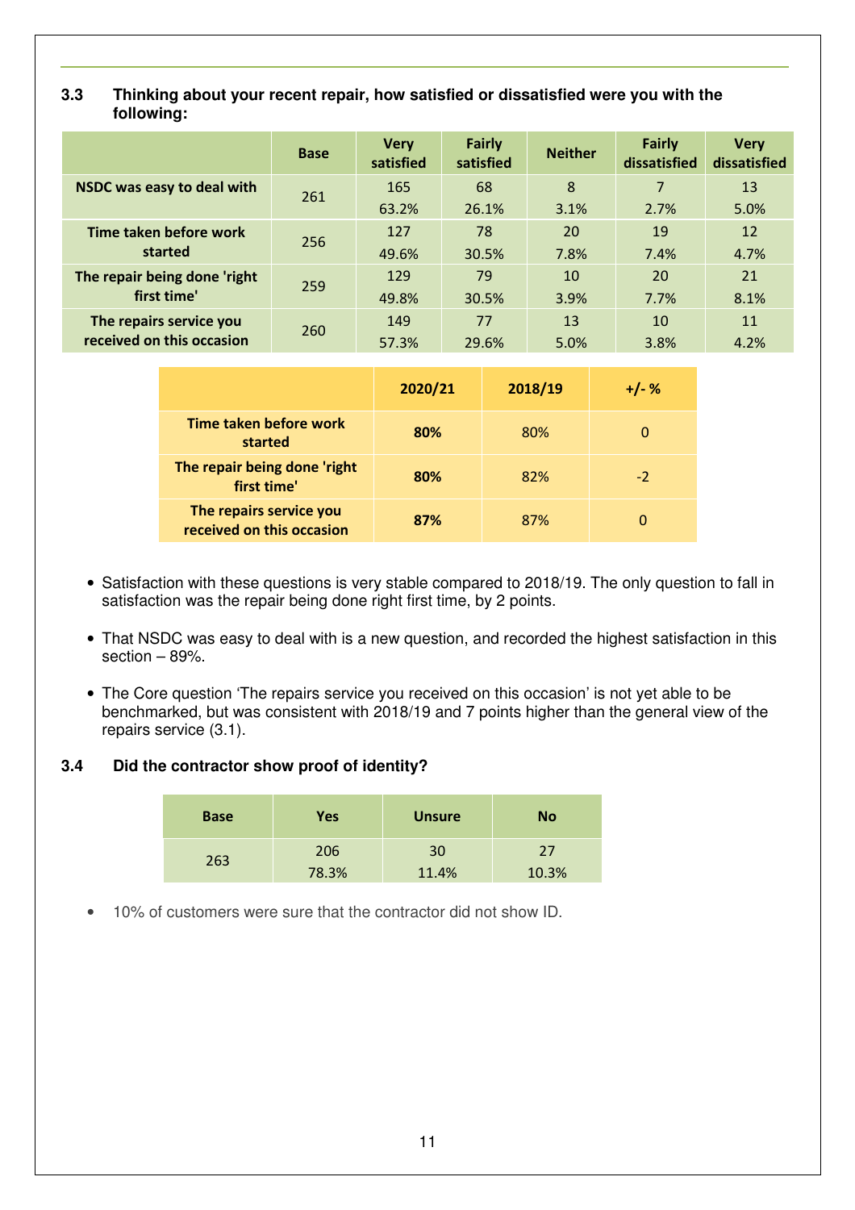### 3.3 Thinking about your recent repair, how satisfied or dissatisfied were you with the following:

| | Base | Very satisfied | Fairly satisfied | Neither | Fairly dissatisfied | Very dissatisfied |
|---|---|---|---|---|---|---|
| **NSDC was easy to deal with** | 261 | 165<br>63.2% | 68<br>26.1% | 8<br>3.1% | 7<br>2.7% | 13<br>5.0% |
| **Time taken before work started** | 256 | 127<br>49.6% | 78<br>30.5% | 20<br>7.8% | 19<br>7.4% | 12<br>4.7% |
| **The repair being done 'right first time'** | 259 | 129<br>49.8% | 79<br>30.5% | 10<br>3.9% | 20<br>7.7% | 21<br>8.1% |
| **The repairs service you received on this occasion** | 260 | 149<br>57.3% | 77<br>29.6% | 13<br>5.0% | 10<br>3.8% | 11<br>4.2% |

| | 2020/21 | 2018/19 | +/- % |
|---|---|---|---|
| **Time taken before work started** | **80%** | 80% | 0 |
| **The repair being done 'right first time'** | **80%** | 82% | -2 |
| **The repairs service you received on this occasion** | **87%** | 87% | 0 |

- Satisfaction with these questions is very stable compared to 2018/19. The only question to fall in satisfaction was the repair being done right first time, by 2 points.
- That NSDC was easy to deal with is a new question, and recorded the highest satisfaction in this section – 89%.
- The Core question 'The repairs service you received on this occasion' is not yet able to be benchmarked, but was consistent with 2018/19 and 7 points higher than the general view of the repairs service (3.1).

### 3.4 Did the contractor show proof of identity?

| Base | Yes | Unsure | No |
|---|---|---|---|
| 263 | 206<br>78.3% | 30<br>11.4% | 27<br>10.3% |

- 10% of customers were sure that the contractor did not show ID.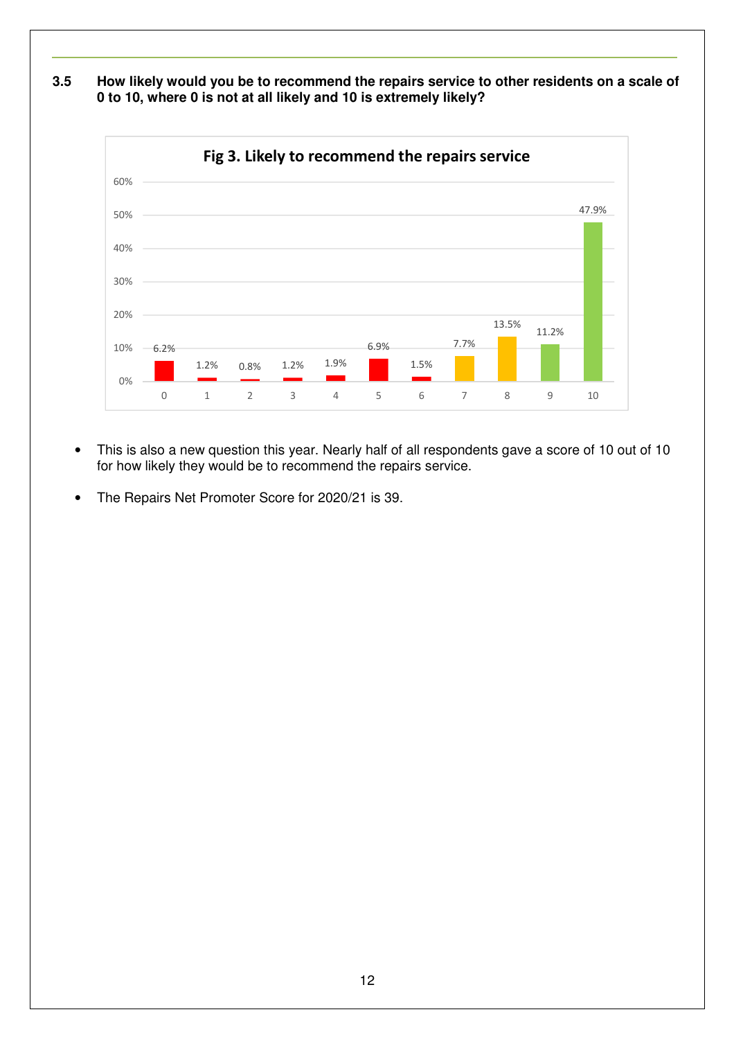### 3.5 How likely would you be to recommend the repairs service to other residents on a scale of 0 to 10, where 0 is not at all likely and 10 is extremely likely?

**Fig 3. Likely to recommend the repairs service**

| Score | 0 | 1 | 2 | 3 | 4 | 5 | 6 | 7 | 8 | 9 | 10 |
|---|---|---|---|---|---|---|---|---|---|---|---|
| % | 6.2% | 1.2% | 0.8% | 1.2% | 1.9% | 6.9% | 1.5% | 7.7% | 13.5% | 11.2% | 47.9% |

- This is also a new question this year. Nearly half of all respondents gave a score of 10 out of 10 for how likely they would be to recommend the repairs service.
- The Repairs Net Promoter Score for 2020/21 is 39.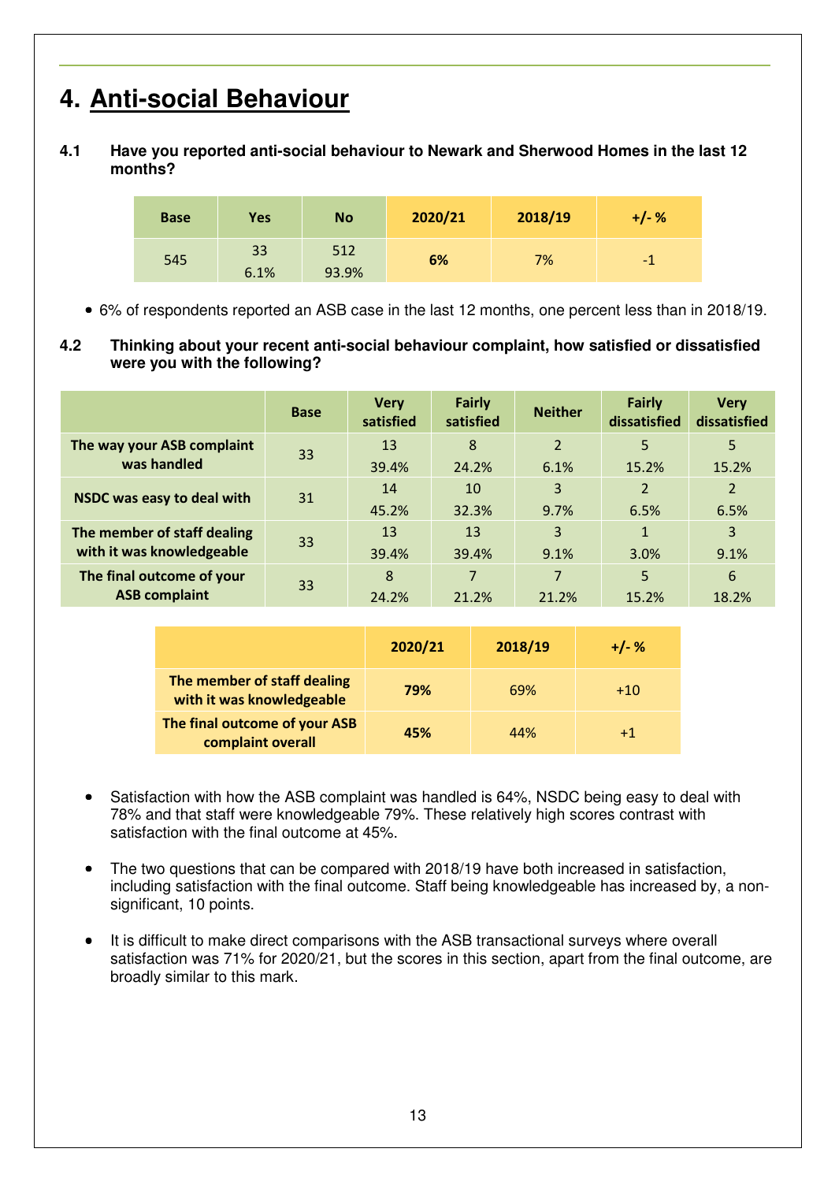# 4. Anti-social Behaviour

**4.1 Have you reported anti-social behaviour to Newark and Sherwood Homes in the last 12 months?**

| Base | Yes | No | 2020/21 | 2018/19 | +/- % |
|---|---|---|---|---|---|
| 545 | 33<br>6.1% | 512<br>93.9% | **6%** | 7% | -1 |

- 6% of respondents reported an ASB case in the last 12 months, one percent less than in 2018/19.

**4.2 Thinking about your recent anti-social behaviour complaint, how satisfied or dissatisfied were you with the following?**

| | Base | Very satisfied | Fairly satisfied | Neither | Fairly dissatisfied | Very dissatisfied |
|---|---|---|---|---|---|---|
| **The way your ASB complaint was handled** | 33 | 13<br>39.4% | 8<br>24.2% | 2<br>6.1% | 5<br>15.2% | 5<br>15.2% |
| **NSDC was easy to deal with** | 31 | 14<br>45.2% | 10<br>32.3% | 3<br>9.7% | 2<br>6.5% | 2<br>6.5% |
| **The member of staff dealing with it was knowledgeable** | 33 | 13<br>39.4% | 13<br>39.4% | 3<br>9.1% | 1<br>3.0% | 3<br>9.1% |
| **The final outcome of your ASB complaint** | 33 | 8<br>24.2% | 7<br>21.2% | 7<br>21.2% | 5<br>15.2% | 6<br>18.2% |

| | 2020/21 | 2018/19 | +/- % |
|---|---|---|---|
| **The member of staff dealing with it was knowledgeable** | **79%** | 69% | +10 |
| **The final outcome of your ASB complaint overall** | **45%** | 44% | +1 |

- Satisfaction with how the ASB complaint was handled is 64%, NSDC being easy to deal with 78% and that staff were knowledgeable 79%. These relatively high scores contrast with satisfaction with the final outcome at 45%.

- The two questions that can be compared with 2018/19 have both increased in satisfaction, including satisfaction with the final outcome. Staff being knowledgeable has increased by, a non-significant, 10 points.

- It is difficult to make direct comparisons with the ASB transactional surveys where overall satisfaction was 71% for 2020/21, but the scores in this section, apart from the final outcome, are broadly similar to this mark.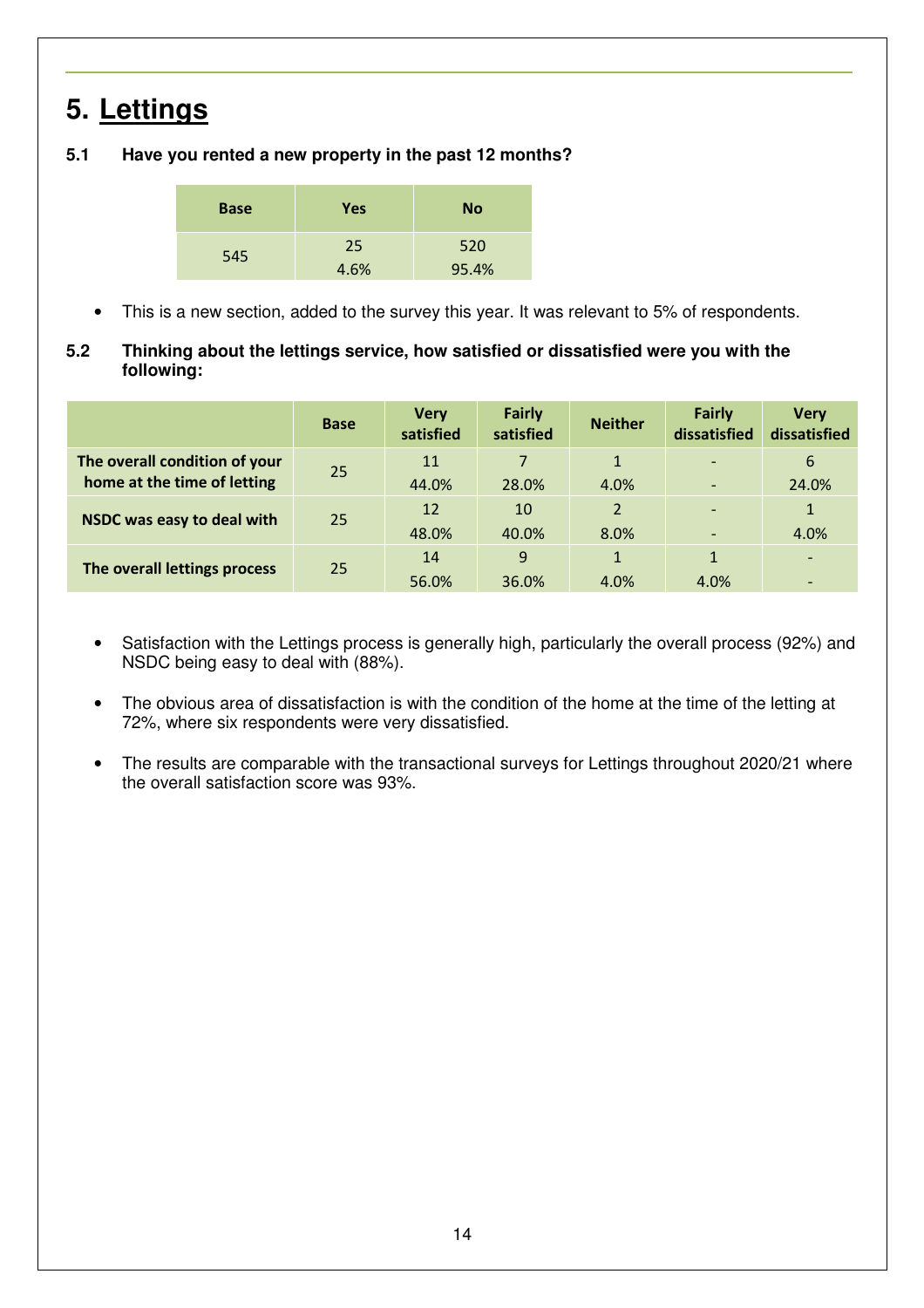# 5. Lettings

### 5.1 Have you rented a new property in the past 12 months?

| Base | Yes | No |
|---|---|---|
| 545 | 25<br>4.6% | 520<br>95.4% |

- This is a new section, added to the survey this year. It was relevant to 5% of respondents.

### 5.2 Thinking about the lettings service, how satisfied or dissatisfied were you with the following:

| | Base | Very satisfied | Fairly satisfied | Neither | Fairly dissatisfied | Very dissatisfied |
|---|---|---|---|---|---|---|
| **The overall condition of your home at the time of letting** | 25 | 11<br>44.0% | 7<br>28.0% | 1<br>4.0% | -<br>- | 6<br>24.0% |
| **NSDC was easy to deal with** | 25 | 12<br>48.0% | 10<br>40.0% | 2<br>8.0% | -<br>- | 1<br>4.0% |
| **The overall lettings process** | 25 | 14<br>56.0% | 9<br>36.0% | 1<br>4.0% | 1<br>4.0% | -<br>- |

- Satisfaction with the Lettings process is generally high, particularly the overall process (92%) and NSDC being easy to deal with (88%).
- The obvious area of dissatisfaction is with the condition of the home at the time of the letting at 72%, where six respondents were very dissatisfied.
- The results are comparable with the transactional surveys for Lettings throughout 2020/21 where the overall satisfaction score was 93%.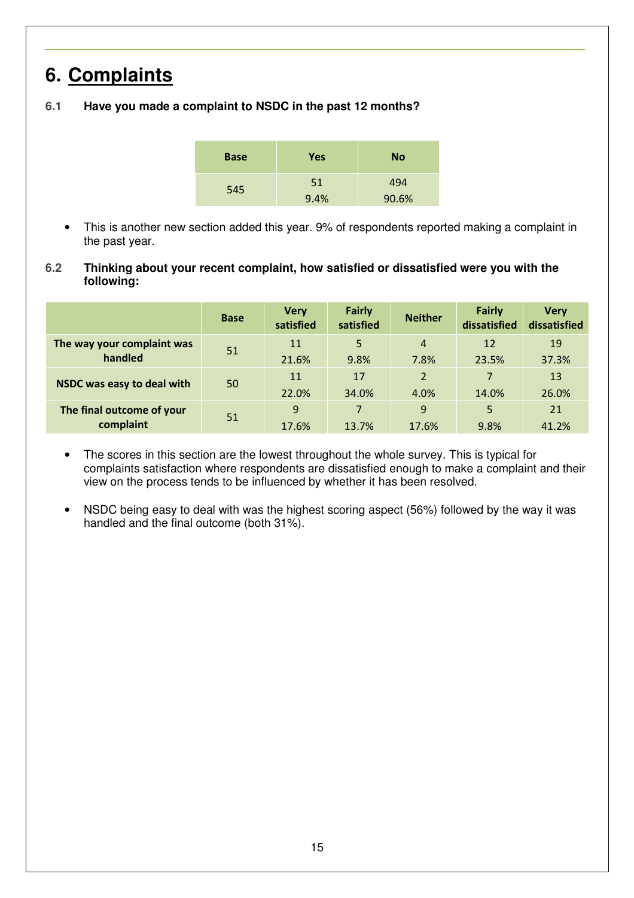# 6. Complaints

**6.1 Have you made a complaint to NSDC in the past 12 months?**

| Base | Yes | No |
|---|---|---|
| 545 | 51<br>9.4% | 494<br>90.6% |

- This is another new section added this year. 9% of respondents reported making a complaint in the past year.

**6.2 Thinking about your recent complaint, how satisfied or dissatisfied were you with the following:**

| | Base | Very satisfied | Fairly satisfied | Neither | Fairly dissatisfied | Very dissatisfied |
|---|---|---|---|---|---|---|
| **The way your complaint was handled** | 51 | 11<br>21.6% | 5<br>9.8% | 4<br>7.8% | 12<br>23.5% | 19<br>37.3% |
| **NSDC was easy to deal with** | 50 | 11<br>22.0% | 17<br>34.0% | 2<br>4.0% | 7<br>14.0% | 13<br>26.0% |
| **The final outcome of your complaint** | 51 | 9<br>17.6% | 7<br>13.7% | 9<br>17.6% | 5<br>9.8% | 21<br>41.2% |

- The scores in this section are the lowest throughout the whole survey. This is typical for complaints satisfaction where respondents are dissatisfied enough to make a complaint and their view on the process tends to be influenced by whether it has been resolved.

- NSDC being easy to deal with was the highest scoring aspect (56%) followed by the way it was handled and the final outcome (both 31%).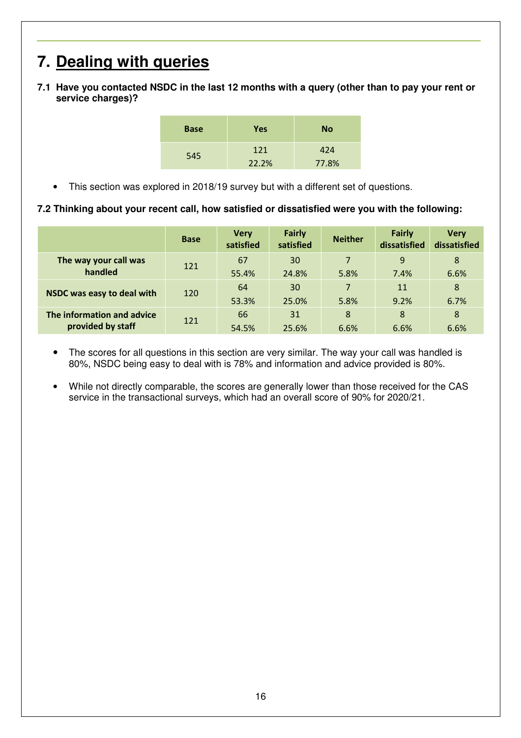# 7. Dealing with queries

**7.1 Have you contacted NSDC in the last 12 months with a query (other than to pay your rent or service charges)?**

| Base | Yes | No |
|---|---|---|
| 545 | 121<br>22.2% | 424<br>77.8% |

- This section was explored in 2018/19 survey but with a different set of questions.

**7.2 Thinking about your recent call, how satisfied or dissatisfied were you with the following:**

| | Base | Very satisfied | Fairly satisfied | Neither | Fairly dissatisfied | Very dissatisfied |
|---|---|---|---|---|---|---|
| **The way your call was handled** | 121 | 67<br>55.4% | 30<br>24.8% | 7<br>5.8% | 9<br>7.4% | 8<br>6.6% |
| **NSDC was easy to deal with** | 120 | 64<br>53.3% | 30<br>25.0% | 7<br>5.8% | 11<br>9.2% | 8<br>6.7% |
| **The information and advice provided by staff** | 121 | 66<br>54.5% | 31<br>25.6% | 8<br>6.6% | 8<br>6.6% | 8<br>6.6% |

- The scores for all questions in this section are very similar. The way your call was handled is 80%, NSDC being easy to deal with is 78% and information and advice provided is 80%.
- While not directly comparable, the scores are generally lower than those received for the CAS service in the transactional surveys, which had an overall score of 90% for 2020/21.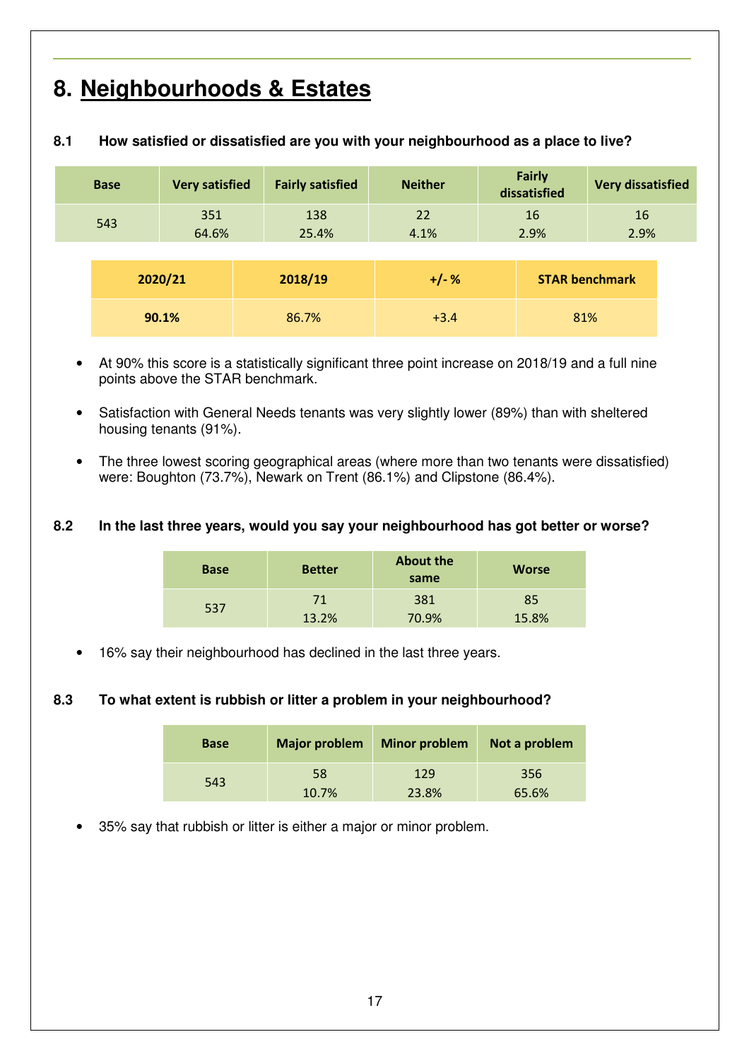# 8. Neighbourhoods & Estates

### 8.1 How satisfied or dissatisfied are you with your neighbourhood as a place to live?

| Base | Very satisfied | Fairly satisfied | Neither | Fairly dissatisfied | Very dissatisfied |
|---|---|---|---|---|---|
| 543 | 351<br>64.6% | 138<br>25.4% | 22<br>4.1% | 16<br>2.9% | 16<br>2.9% |

| 2020/21 | 2018/19 | +/- % | STAR benchmark |
|---|---|---|---|
| **90.1%** | 86.7% | +3.4 | 81% |

- At 90% this score is a statistically significant three point increase on 2018/19 and a full nine points above the STAR benchmark.
- Satisfaction with General Needs tenants was very slightly lower (89%) than with sheltered housing tenants (91%).
- The three lowest scoring geographical areas (where more than two tenants were dissatisfied) were: Boughton (73.7%), Newark on Trent (86.1%) and Clipstone (86.4%).

### 8.2 In the last three years, would you say your neighbourhood has got better or worse?

| Base | Better | About the same | Worse |
|---|---|---|---|
| 537 | 71<br>13.2% | 381<br>70.9% | 85<br>15.8% |

- 16% say their neighbourhood has declined in the last three years.

### 8.3 To what extent is rubbish or litter a problem in your neighbourhood?

| Base | Major problem | Minor problem | Not a problem |
|---|---|---|---|
| 543 | 58<br>10.7% | 129<br>23.8% | 356<br>65.6% |

- 35% say that rubbish or litter is either a major or minor problem.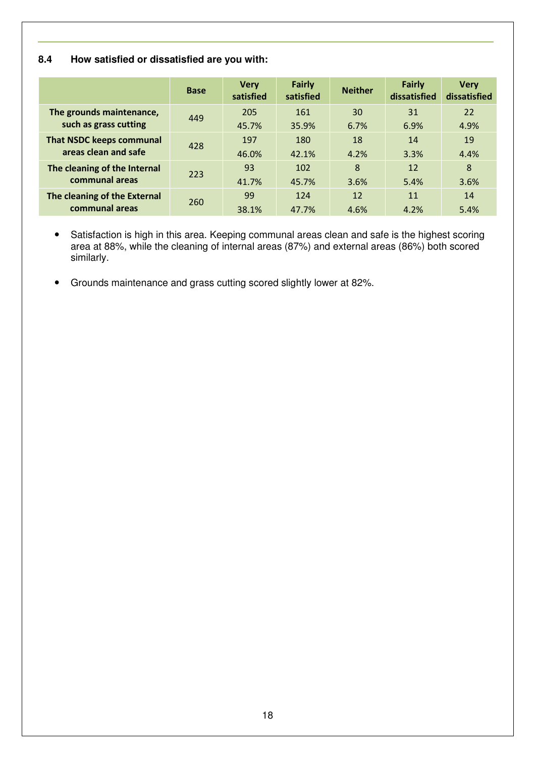### 8.4 How satisfied or dissatisfied are you with:

| | Base | Very satisfied | Fairly satisfied | Neither | Fairly dissatisfied | Very dissatisfied |
|---|---|---|---|---|---|---|
| **The grounds maintenance, such as grass cutting** | 449 | 205<br>45.7% | 161<br>35.9% | 30<br>6.7% | 31<br>6.9% | 22<br>4.9% |
| **That NSDC keeps communal areas clean and safe** | 428 | 197<br>46.0% | 180<br>42.1% | 18<br>4.2% | 14<br>3.3% | 19<br>4.4% |
| **The cleaning of the Internal communal areas** | 223 | 93<br>41.7% | 102<br>45.7% | 8<br>3.6% | 12<br>5.4% | 8<br>3.6% |
| **The cleaning of the External communal areas** | 260 | 99<br>38.1% | 124<br>47.7% | 12<br>4.6% | 11<br>4.2% | 14<br>5.4% |

- Satisfaction is high in this area. Keeping communal areas clean and safe is the highest scoring area at 88%, while the cleaning of internal areas (87%) and external areas (86%) both scored similarly.
- Grounds maintenance and grass cutting scored slightly lower at 82%.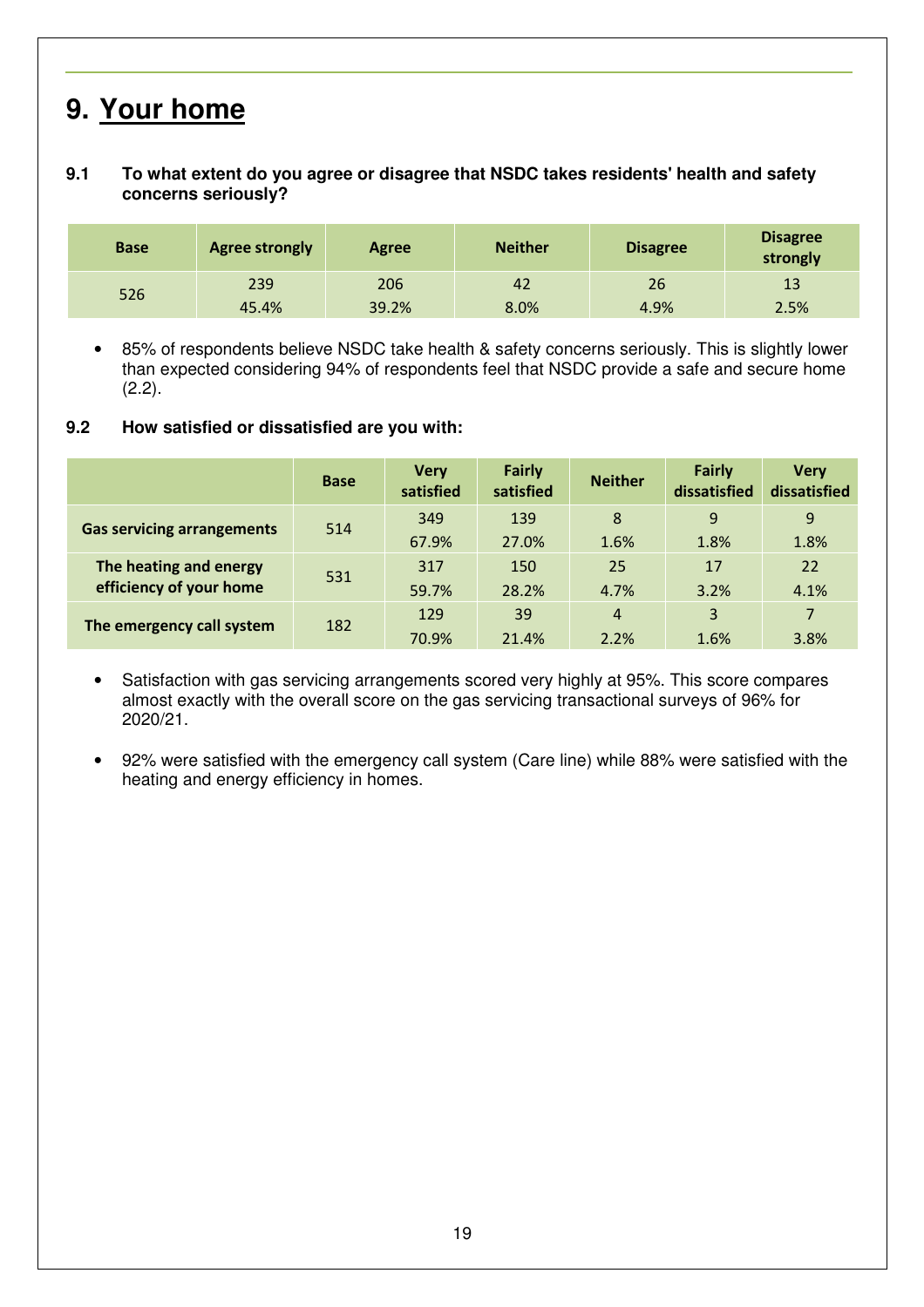# 9. Your home

**9.1 To what extent do you agree or disagree that NSDC takes residents' health and safety concerns seriously?**

| Base | Agree strongly | Agree | Neither | Disagree | Disagree strongly |
|---|---|---|---|---|---|
| 526 | 239<br>45.4% | 206<br>39.2% | 42<br>8.0% | 26<br>4.9% | 13<br>2.5% |

- 85% of respondents believe NSDC take health & safety concerns seriously. This is slightly lower than expected considering 94% of respondents feel that NSDC provide a safe and secure home (2.2).

**9.2 How satisfied or dissatisfied are you with:**

| | Base | Very satisfied | Fairly satisfied | Neither | Fairly dissatisfied | Very dissatisfied |
|---|---|---|---|---|---|---|
| **Gas servicing arrangements** | 514 | 349<br>67.9% | 139<br>27.0% | 8<br>1.6% | 9<br>1.8% | 9<br>1.8% |
| **The heating and energy efficiency of your home** | 531 | 317<br>59.7% | 150<br>28.2% | 25<br>4.7% | 17<br>3.2% | 22<br>4.1% |
| **The emergency call system** | 182 | 129<br>70.9% | 39<br>21.4% | 4<br>2.2% | 3<br>1.6% | 7<br>3.8% |

- Satisfaction with gas servicing arrangements scored very highly at 95%. This score compares almost exactly with the overall score on the gas servicing transactional surveys of 96% for 2020/21.

- 92% were satisfied with the emergency call system (Care line) while 88% were satisfied with the heating and energy efficiency in homes.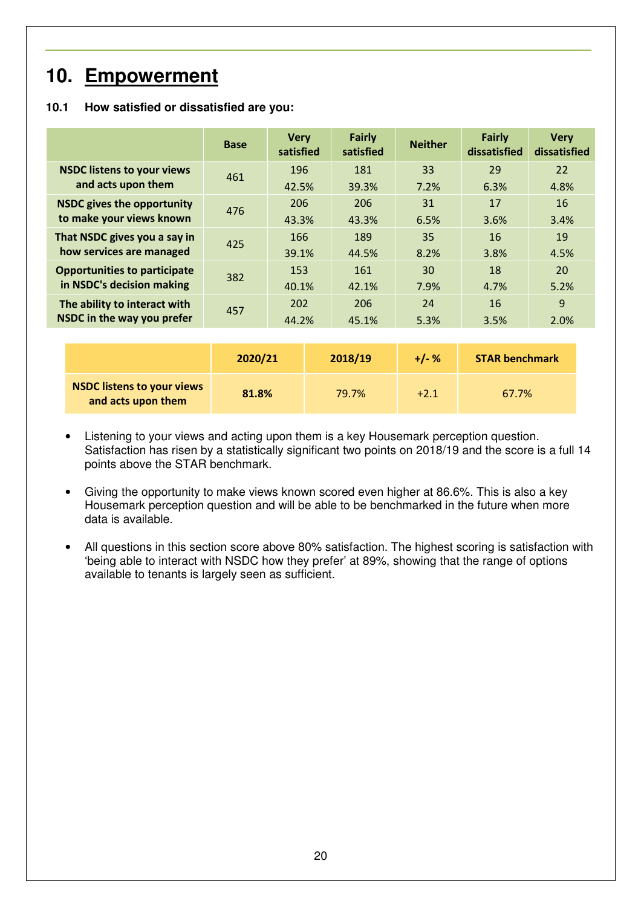# 10. Empowerment

### 10.1 How satisfied or dissatisfied are you:

| | Base | Very satisfied | Fairly satisfied | Neither | Fairly dissatisfied | Very dissatisfied |
|---|---|---|---|---|---|---|
| **NSDC listens to your views and acts upon them** | 461 | 196<br>42.5% | 181<br>39.3% | 33<br>7.2% | 29<br>6.3% | 22<br>4.8% |
| **NSDC gives the opportunity to make your views known** | 476 | 206<br>43.3% | 206<br>43.3% | 31<br>6.5% | 17<br>3.6% | 16<br>3.4% |
| **That NSDC gives you a say in how services are managed** | 425 | 166<br>39.1% | 189<br>44.5% | 35<br>8.2% | 16<br>3.8% | 19<br>4.5% |
| **Opportunities to participate in NSDC's decision making** | 382 | 153<br>40.1% | 161<br>42.1% | 30<br>7.9% | 18<br>4.7% | 20<br>5.2% |
| **The ability to interact with NSDC in the way you prefer** | 457 | 202<br>44.2% | 206<br>45.1% | 24<br>5.3% | 16<br>3.5% | 9<br>2.0% |

| | 2020/21 | 2018/19 | +/- % | STAR benchmark |
|---|---|---|---|---|
| **NSDC listens to your views and acts upon them** | **81.8%** | 79.7% | +2.1 | 67.7% |

- Listening to your views and acting upon them is a key Housemark perception question. Satisfaction has risen by a statistically significant two points on 2018/19 and the score is a full 14 points above the STAR benchmark.
- Giving the opportunity to make views known scored even higher at 86.6%. This is also a key Housemark perception question and will be able to be benchmarked in the future when more data is available.
- All questions in this section score above 80% satisfaction. The highest scoring is satisfaction with 'being able to interact with NSDC how they prefer' at 89%, showing that the range of options available to tenants is largely seen as sufficient.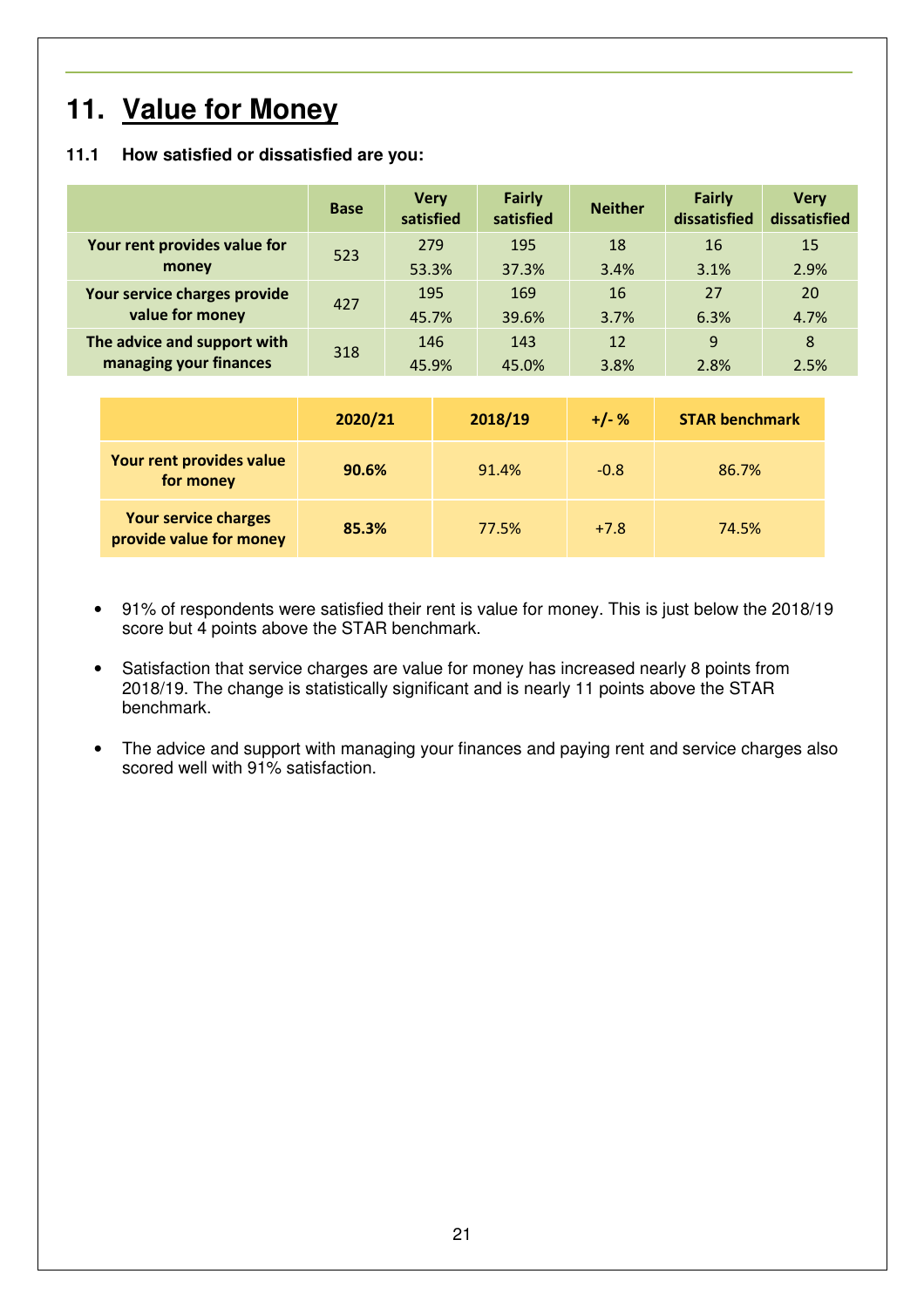# 11. Value for Money

### 11.1 How satisfied or dissatisfied are you:

| | Base | Very satisfied | Fairly satisfied | Neither | Fairly dissatisfied | Very dissatisfied |
|---|---|---|---|---|---|---|
| **Your rent provides value for money** | 523 | 279<br>53.3% | 195<br>37.3% | 18<br>3.4% | 16<br>3.1% | 15<br>2.9% |
| **Your service charges provide value for money** | 427 | 195<br>45.7% | 169<br>39.6% | 16<br>3.7% | 27<br>6.3% | 20<br>4.7% |
| **The advice and support with managing your finances** | 318 | 146<br>45.9% | 143<br>45.0% | 12<br>3.8% | 9<br>2.8% | 8<br>2.5% |

| | 2020/21 | 2018/19 | +/- % | STAR benchmark |
|---|---|---|---|---|
| **Your rent provides value for money** | **90.6%** | 91.4% | -0.8 | 86.7% |
| **Your service charges provide value for money** | **85.3%** | 77.5% | +7.8 | 74.5% |

- 91% of respondents were satisfied their rent is value for money. This is just below the 2018/19 score but 4 points above the STAR benchmark.
- Satisfaction that service charges are value for money has increased nearly 8 points from 2018/19. The change is statistically significant and is nearly 11 points above the STAR benchmark.
- The advice and support with managing your finances and paying rent and service charges also scored well with 91% satisfaction.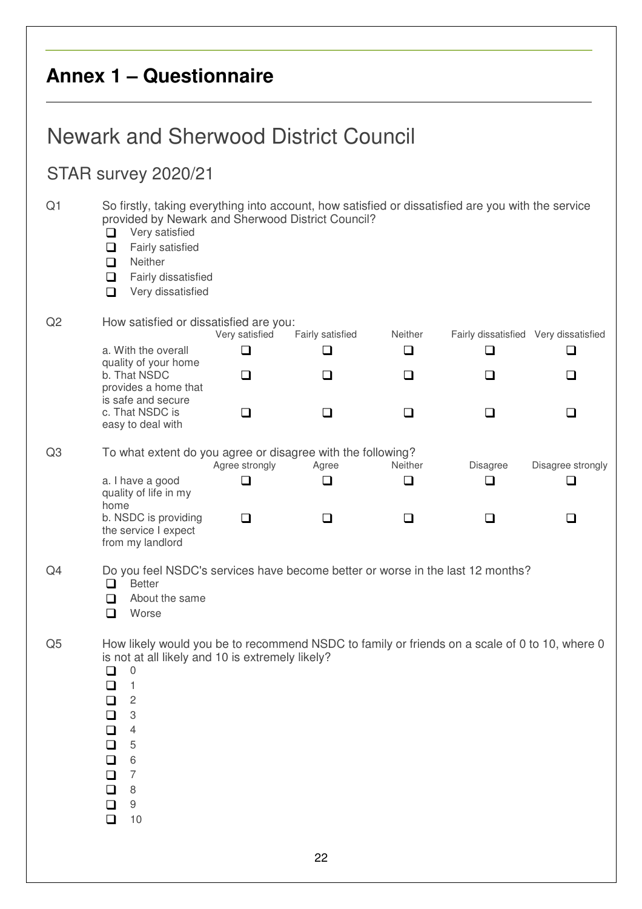# Annex 1 – Questionnaire

## Newark and Sherwood District Council

### STAR survey 2020/21

Q1 So firstly, taking everything into account, how satisfied or dissatisfied are you with the service provided by Newark and Sherwood District Council?

- ❑ Very satisfied
- ❑ Fairly satisfied
- ❑ Neither
- ❑ Fairly dissatisfied
- ❑ Very dissatisfied

Q2 How satisfied or dissatisfied are you:

| | Very satisfied | Fairly satisfied | Neither | Fairly dissatisfied | Very dissatisfied |
|---|---|---|---|---|---|
| a. With the overall quality of your home | ❑ | ❑ | ❑ | ❑ | ❑ |
| b. That NSDC provides a home that is safe and secure | ❑ | ❑ | ❑ | ❑ | ❑ |
| c. That NSDC is easy to deal with | ❑ | ❑ | ❑ | ❑ | ❑ |

Q3 To what extent do you agree or disagree with the following?

| | Agree strongly | Agree | Neither | Disagree | Disagree strongly |
|---|---|---|---|---|---|
| a. I have a good quality of life in my home | ❑ | ❑ | ❑ | ❑ | ❑ |
| b. NSDC is providing the service I expect from my landlord | ❑ | ❑ | ❑ | ❑ | ❑ |

Q4 Do you feel NSDC's services have become better or worse in the last 12 months?

- ❑ Better
- ❑ About the same
- ❑ Worse

Q5 How likely would you be to recommend NSDC to family or friends on a scale of 0 to 10, where 0 is not at all likely and 10 is extremely likely?

- ❑ 0
- ❑ 1
- ❑ 2
- ❑ 3
- ❑ 4
- ❑ 5
- ❑ 6
- ❑ 7
- ❑ 8
- ❑ 9
- ❑ 10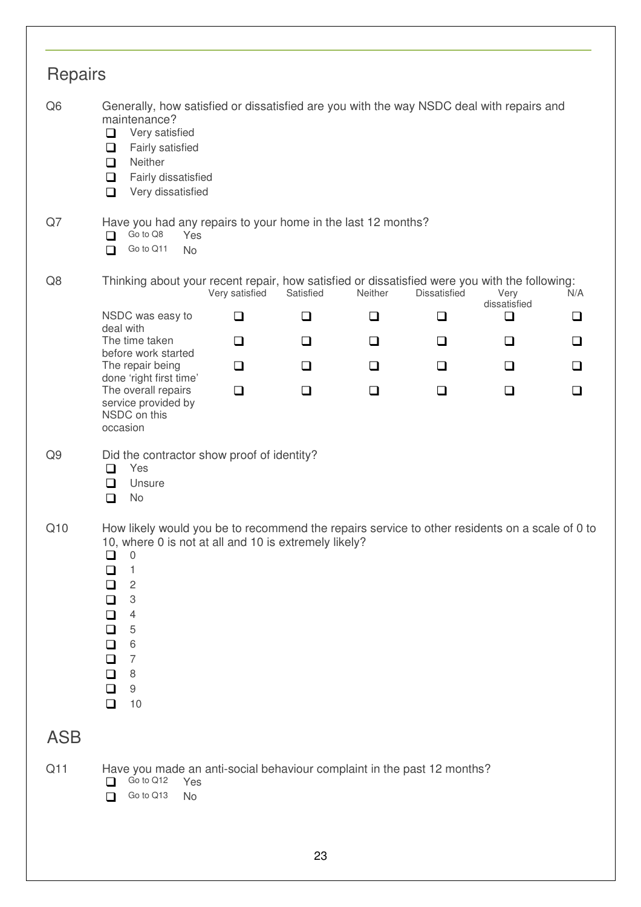## Repairs

Q6 Generally, how satisfied or dissatisfied are you with the way NSDC deal with repairs and maintenance?

- ❑ Very satisfied
- ❑ Fairly satisfied
- ❑ Neither
- ❑ Fairly dissatisfied
- ❑ Very dissatisfied

Q7 Have you had any repairs to your home in the last 12 months?

- ❑ Go to Q8 Yes
- ❑ Go to Q11 No

Q8 Thinking about your recent repair, how satisfied or dissatisfied were you with the following:

| | Very satisfied | Satisfied | Neither | Dissatisfied | Very dissatisfied | N/A |
|---|---|---|---|---|---|---|
| NSDC was easy to deal with | ❑ | ❑ | ❑ | ❑ | ❑ | ❑ |
| The time taken before work started | ❑ | ❑ | ❑ | ❑ | ❑ | ❑ |
| The repair being done 'right first time' | ❑ | ❑ | ❑ | ❑ | ❑ | ❑ |
| The overall repairs service provided by NSDC on this occasion | ❑ | ❑ | ❑ | ❑ | ❑ | ❑ |

Q9 Did the contractor show proof of identity?

- ❑ Yes
- ❑ Unsure
- ❑ No

Q10 How likely would you be to recommend the repairs service to other residents on a scale of 0 to 10, where 0 is not at all and 10 is extremely likely?

- ❑ 0
- ❑ 1
- ❑ 2
- ❑ 3
- ❑ 4
- ❑ 5
- ❑ 6
- ❑ 7
- ❑ 8
- ❑ 9
- ❑ 10

## ASB

Q11 Have you made an anti-social behaviour complaint in the past 12 months?

- ❑ Go to Q12 Yes
- ❑ Go to Q13 No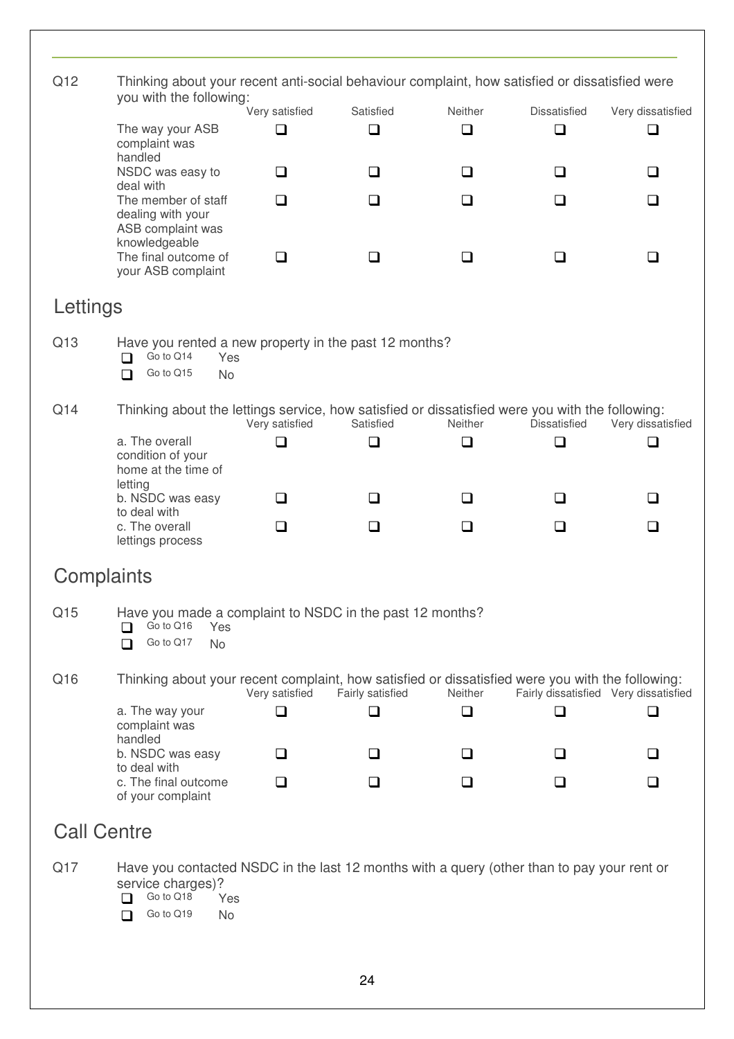Q12 Thinking about your recent anti-social behaviour complaint, how satisfied or dissatisfied were you with the following:

| | Very satisfied | Satisfied | Neither | Dissatisfied | Very dissatisfied |
|---|---|---|---|---|---|
| The way your ASB complaint was handled | ❑ | ❑ | ❑ | ❑ | ❑ |
| NSDC was easy to deal with | ❑ | ❑ | ❑ | ❑ | ❑ |
| The member of staff dealing with your ASB complaint was knowledgeable | ❑ | ❑ | ❑ | ❑ | ❑ |
| The final outcome of your ASB complaint | ❑ | ❑ | ❑ | ❑ | ❑ |

## Lettings

Q13 Have you rented a new property in the past 12 months?

- ❑ Go to Q14 Yes
- ❑ Go to Q15 No

Q14 Thinking about the lettings service, how satisfied or dissatisfied were you with the following:

| | Very satisfied | Satisfied | Neither | Dissatisfied | Very dissatisfied |
|---|---|---|---|---|---|
| a. The overall condition of your home at the time of letting | ❑ | ❑ | ❑ | ❑ | ❑ |
| b. NSDC was easy to deal with | ❑ | ❑ | ❑ | ❑ | ❑ |
| c. The overall lettings process | ❑ | ❑ | ❑ | ❑ | ❑ |

## Complaints

Q15 Have you made a complaint to NSDC in the past 12 months?

- ❑ Go to Q16 Yes
- ❑ Go to Q17 No

Q16 Thinking about your recent complaint, how satisfied or dissatisfied were you with the following:

| | Very satisfied | Fairly satisfied | Neither | Fairly dissatisfied | Very dissatisfied |
|---|---|---|---|---|---|
| a. The way your complaint was handled | ❑ | ❑ | ❑ | ❑ | ❑ |
| b. NSDC was easy to deal with | ❑ | ❑ | ❑ | ❑ | ❑ |
| c. The final outcome of your complaint | ❑ | ❑ | ❑ | ❑ | ❑ |

## Call Centre

Q17 Have you contacted NSDC in the last 12 months with a query (other than to pay your rent or service charges)?

- ❑ Go to Q18 Yes
- ❑ Go to Q19 No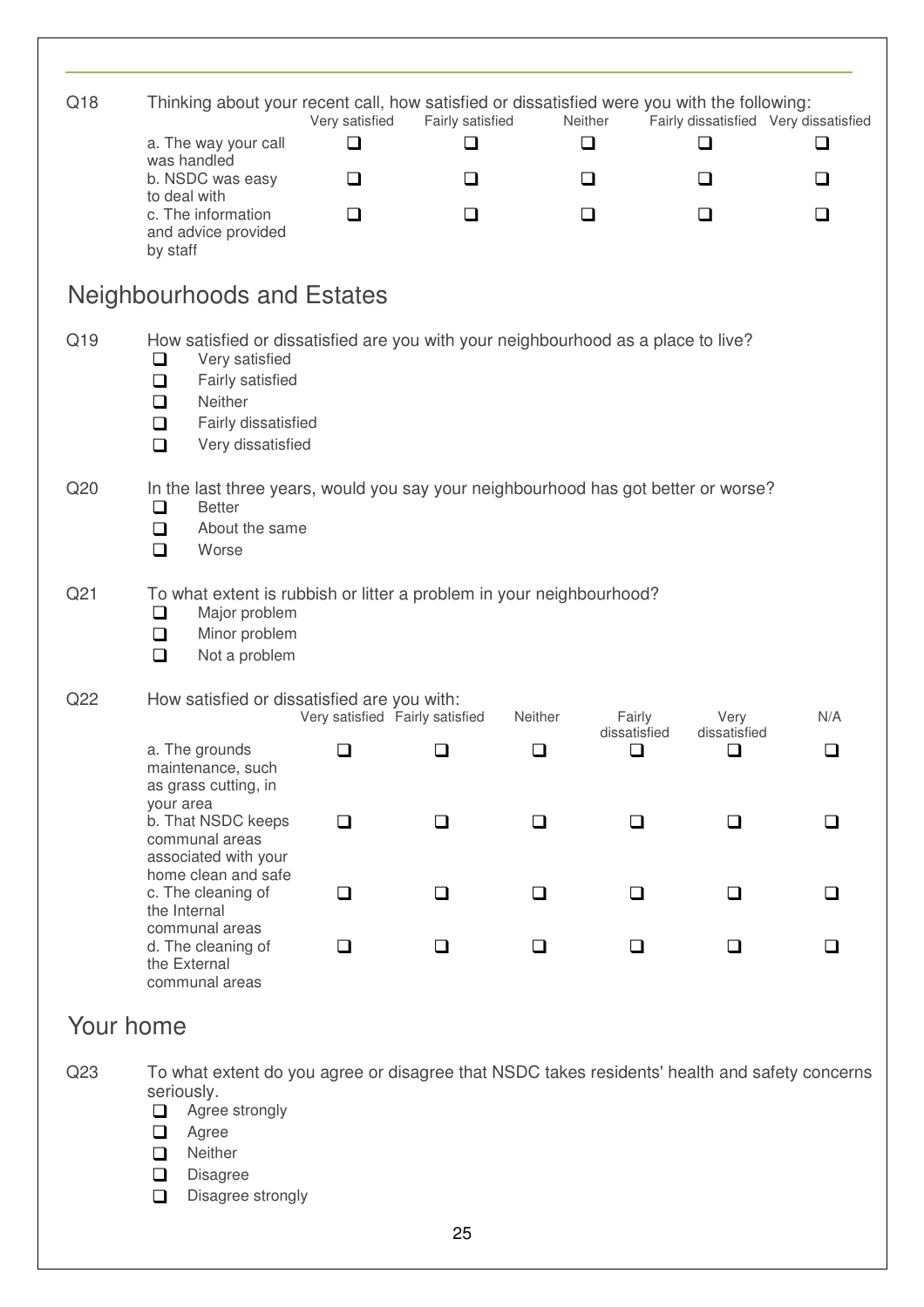Q18 Thinking about your recent call, how satisfied or dissatisfied were you with the following:

| | Very satisfied | Fairly satisfied | Neither | Fairly dissatisfied | Very dissatisfied |
|---|---|---|---|---|---|
| a. The way your call was handled | ❑ | ❑ | ❑ | ❑ | ❑ |
| b. NSDC was easy to deal with | ❑ | ❑ | ❑ | ❑ | ❑ |
| c. The information and advice provided by staff | ❑ | ❑ | ❑ | ❑ | ❑ |

## Neighbourhoods and Estates

Q19 How satisfied or dissatisfied are you with your neighbourhood as a place to live?

- ❑ Very satisfied
- ❑ Fairly satisfied
- ❑ Neither
- ❑ Fairly dissatisfied
- ❑ Very dissatisfied

Q20 In the last three years, would you say your neighbourhood has got better or worse?

- ❑ Better
- ❑ About the same
- ❑ Worse

Q21 To what extent is rubbish or litter a problem in your neighbourhood?

- ❑ Major problem
- ❑ Minor problem
- ❑ Not a problem

Q22 How satisfied or dissatisfied are you with:

| | Very satisfied | Fairly satisfied | Neither | Fairly dissatisfied | Very dissatisfied | N/A |
|---|---|---|---|---|---|---|
| a. The grounds maintenance, such as grass cutting, in your area | ❑ | ❑ | ❑ | ❑ | ❑ | ❑ |
| b. That NSDC keeps communal areas associated with your home clean and safe | ❑ | ❑ | ❑ | ❑ | ❑ | ❑ |
| c. The cleaning of the Internal communal areas | ❑ | ❑ | ❑ | ❑ | ❑ | ❑ |
| d. The cleaning of the External communal areas | ❑ | ❑ | ❑ | ❑ | ❑ | ❑ |

## Your home

Q23 To what extent do you agree or disagree that NSDC takes residents' health and safety concerns seriously.

- ❑ Agree strongly
- ❑ Agree
- ❑ Neither
- ❑ Disagree
- ❑ Disagree strongly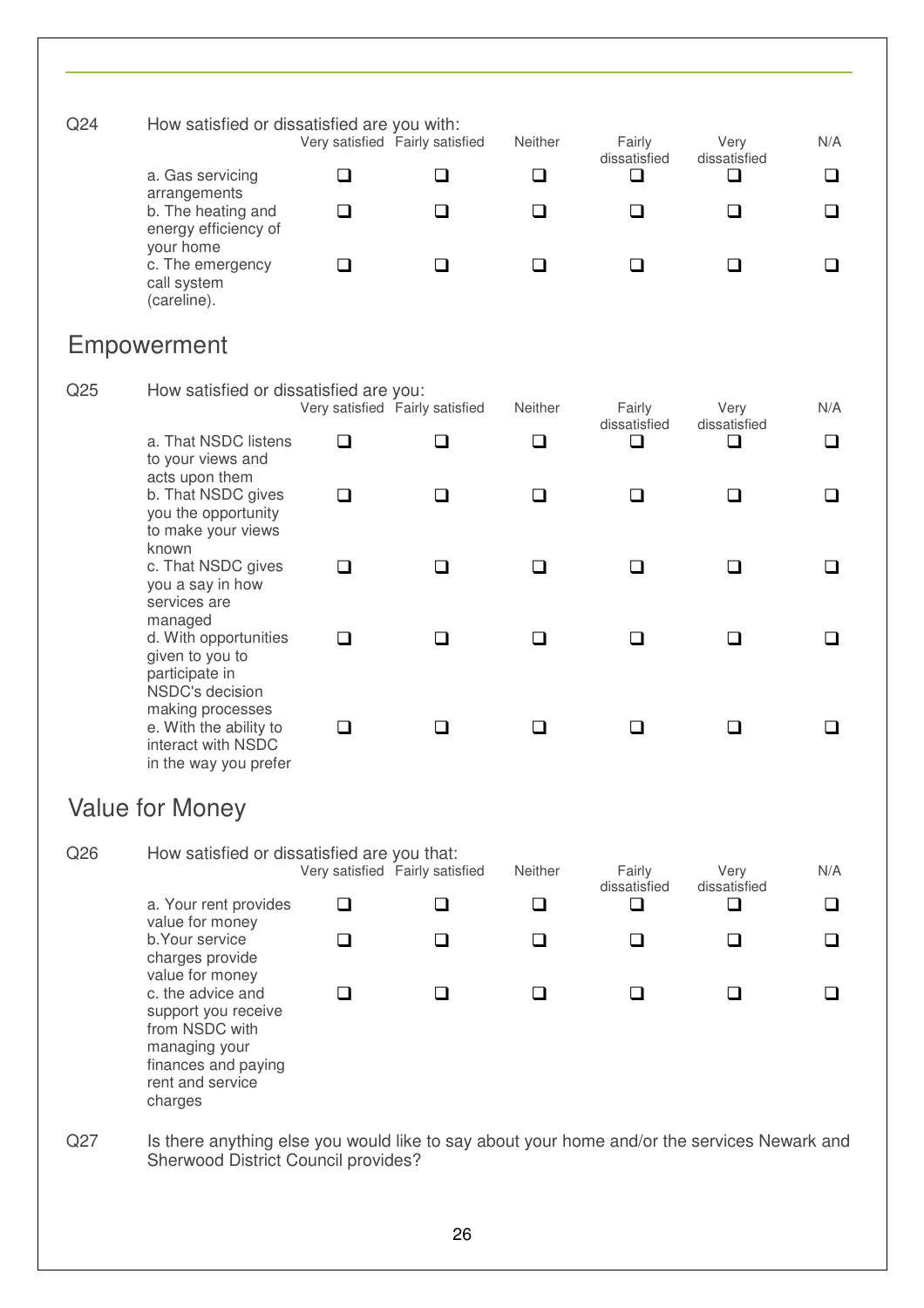Q24 How satisfied or dissatisfied are you with:

| | Very satisfied | Fairly satisfied | Neither | Fairly dissatisfied | Very dissatisfied | N/A |
|---|---|---|---|---|---|---|
| a. Gas servicing arrangements | ❑ | ❑ | ❑ | ❑ | ❑ | ❑ |
| b. The heating and energy efficiency of your home | ❑ | ❑ | ❑ | ❑ | ❑ | ❑ |
| c. The emergency call system (careline). | ❑ | ❑ | ❑ | ❑ | ❑ | ❑ |

## Empowerment

Q25 How satisfied or dissatisfied are you:

| | Very satisfied | Fairly satisfied | Neither | Fairly dissatisfied | Very dissatisfied | N/A |
|---|---|---|---|---|---|---|
| a. That NSDC listens to your views and acts upon them | ❑ | ❑ | ❑ | ❑ | ❑ | ❑ |
| b. That NSDC gives you the opportunity to make your views known | ❑ | ❑ | ❑ | ❑ | ❑ | ❑ |
| c. That NSDC gives you a say in how services are managed | ❑ | ❑ | ❑ | ❑ | ❑ | ❑ |
| d. With opportunities given to you to participate in NSDC's decision making processes | ❑ | ❑ | ❑ | ❑ | ❑ | ❑ |
| e. With the ability to interact with NSDC in the way you prefer | ❑ | ❑ | ❑ | ❑ | ❑ | ❑ |

## Value for Money

Q26 How satisfied or dissatisfied are you that:

| | Very satisfied | Fairly satisfied | Neither | Fairly dissatisfied | Very dissatisfied | N/A |
|---|---|---|---|---|---|---|
| a. Your rent provides value for money | ❑ | ❑ | ❑ | ❑ | ❑ | ❑ |
| b.Your service charges provide value for money | ❑ | ❑ | ❑ | ❑ | ❑ | ❑ |
| c. the advice and support you receive from NSDC with managing your finances and paying rent and service charges | ❑ | ❑ | ❑ | ❑ | ❑ | ❑ |

Q27 Is there anything else you would like to say about your home and/or the services Newark and Sherwood District Council provides?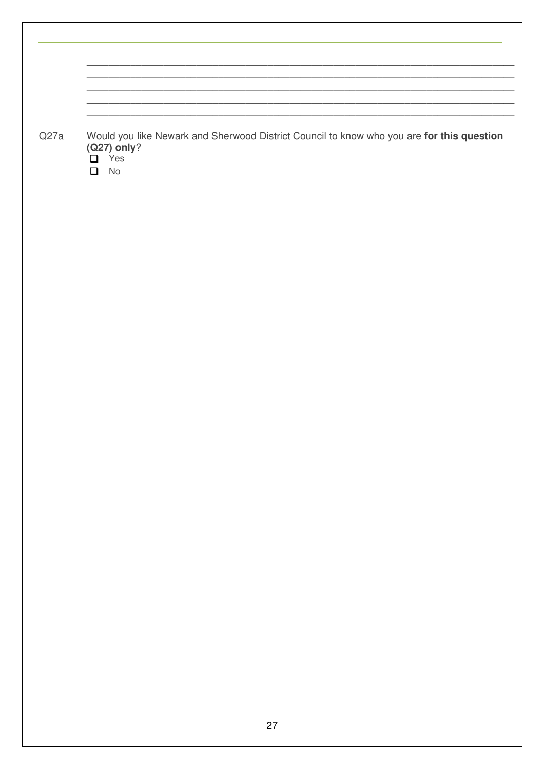\_\_\_\_\_\_\_\_\_\_\_\_\_\_\_\_\_\_\_\_\_\_\_\_\_\_\_\_\_\_\_\_\_\_\_\_\_\_\_\_\_\_\_\_\_\_\_\_\_\_\_\_\_\_\_\_\_\_\_\_\_\_\_\_\_\_\_\_\_\_\_\_\_\_\_\_

\_\_\_\_\_\_\_\_\_\_\_\_\_\_\_\_\_\_\_\_\_\_\_\_\_\_\_\_\_\_\_\_\_\_\_\_\_\_\_\_\_\_\_\_\_\_\_\_\_\_\_\_\_\_\_\_\_\_\_\_\_\_\_\_\_\_\_\_\_\_\_\_\_\_\_\_

\_\_\_\_\_\_\_\_\_\_\_\_\_\_\_\_\_\_\_\_\_\_\_\_\_\_\_\_\_\_\_\_\_\_\_\_\_\_\_\_\_\_\_\_\_\_\_\_\_\_\_\_\_\_\_\_\_\_\_\_\_\_\_\_\_\_\_\_\_\_\_\_\_\_\_\_

\_\_\_\_\_\_\_\_\_\_\_\_\_\_\_\_\_\_\_\_\_\_\_\_\_\_\_\_\_\_\_\_\_\_\_\_\_\_\_\_\_\_\_\_\_\_\_\_\_\_\_\_\_\_\_\_\_\_\_\_\_\_\_\_\_\_\_\_\_\_\_\_\_\_\_\_

\_\_\_\_\_\_\_\_\_\_\_\_\_\_\_\_\_\_\_\_\_\_\_\_\_\_\_\_\_\_\_\_\_\_\_\_\_\_\_\_\_\_\_\_\_\_\_\_\_\_\_\_\_\_\_\_\_\_\_\_\_\_\_\_\_\_\_\_\_\_\_\_\_\_\_\_

Q27a Would you like Newark and Sherwood District Council to know who you are **for this question (Q27) only**?

- ❑ Yes
- ❑ No